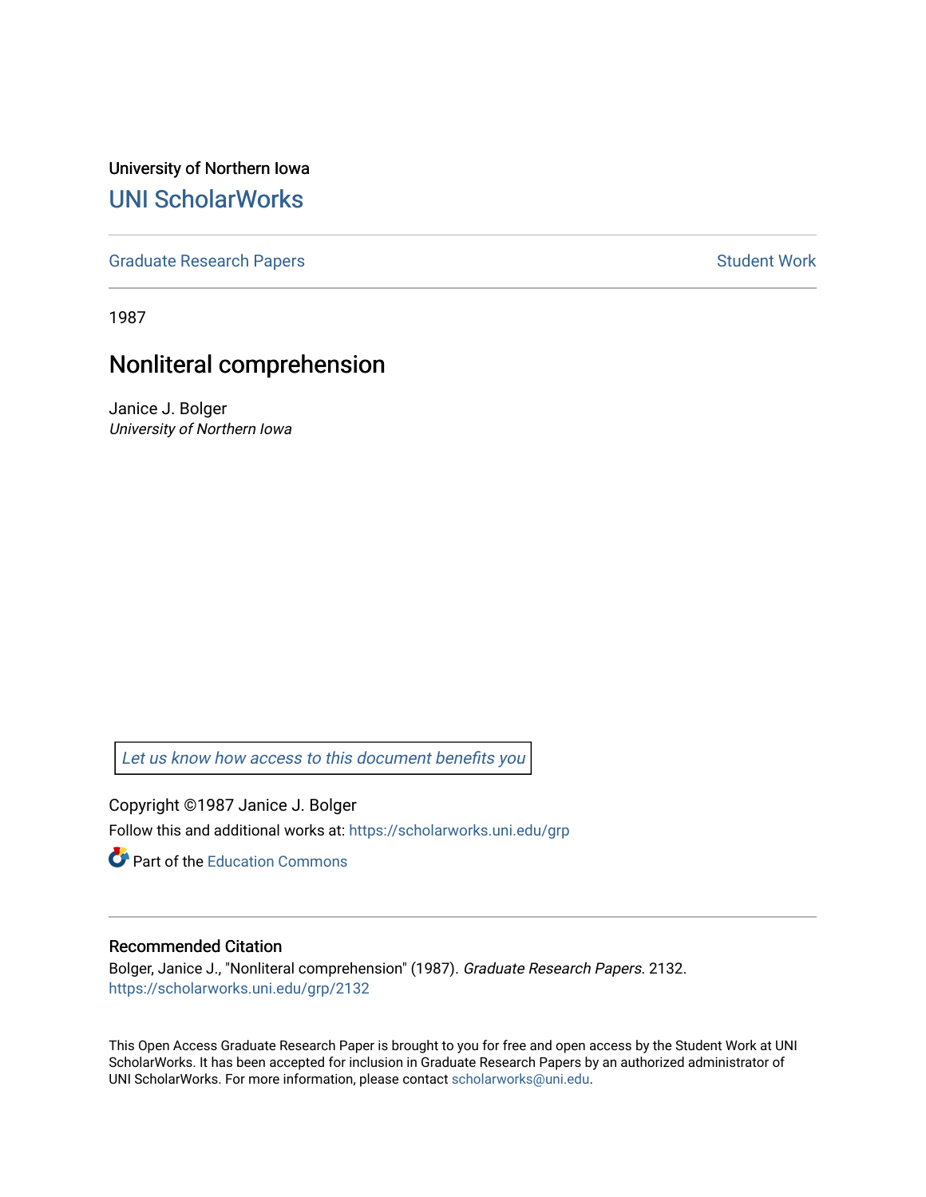University of Northern Iowa

# UNI ScholarWorks

Graduate Research Papers | Student Work

1987

## Nonliteral comprehension

Janice J. Bolger
*University of Northern Iowa*

*Let us know how access to this document benefits you*

Copyright ©1987 Janice J. Bolger

Follow this and additional works at: https://scholarworks.uni.edu/grp

Part of the Education Commons

### Recommended Citation

Bolger, Janice J., "Nonliteral comprehension" (1987). *Graduate Research Papers*. 2132.
https://scholarworks.uni.edu/grp/2132

This Open Access Graduate Research Paper is brought to you for free and open access by the Student Work at UNI ScholarWorks. It has been accepted for inclusion in Graduate Research Papers by an authorized administrator of UNI ScholarWorks. For more information, please contact scholarworks@uni.edu.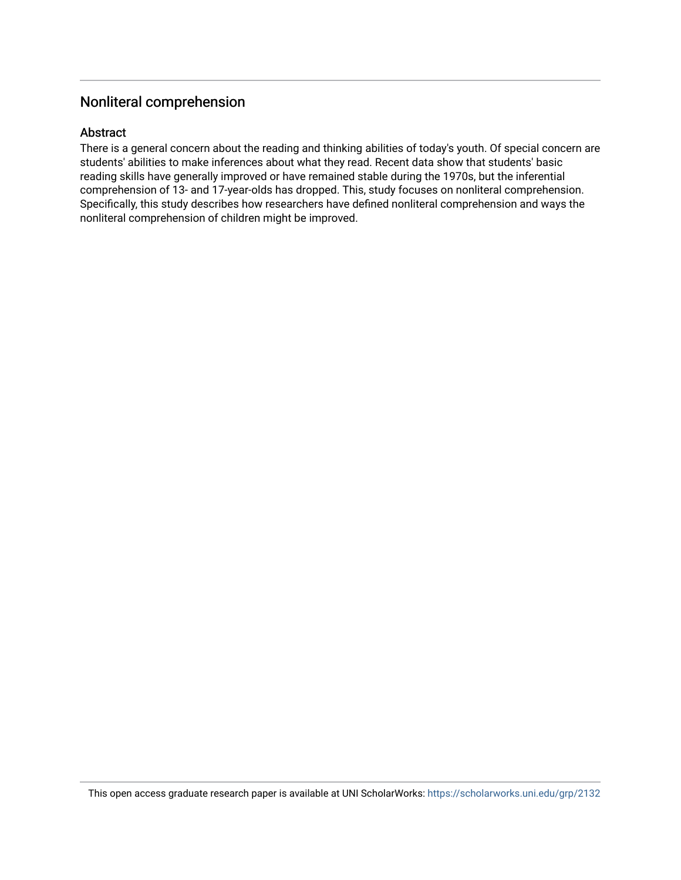## Nonliteral comprehension

### Abstract

There is a general concern about the reading and thinking abilities of today's youth. Of special concern are students' abilities to make inferences about what they read. Recent data show that students' basic reading skills have generally improved or have remained stable during the 1970s, but the inferential comprehension of 13- and 17-year-olds has dropped. This, study focuses on nonliteral comprehension. Specifically, this study describes how researchers have defined nonliteral comprehension and ways the nonliteral comprehension of children might be improved.

This open access graduate research paper is available at UNI ScholarWorks: https://scholarworks.uni.edu/grp/2132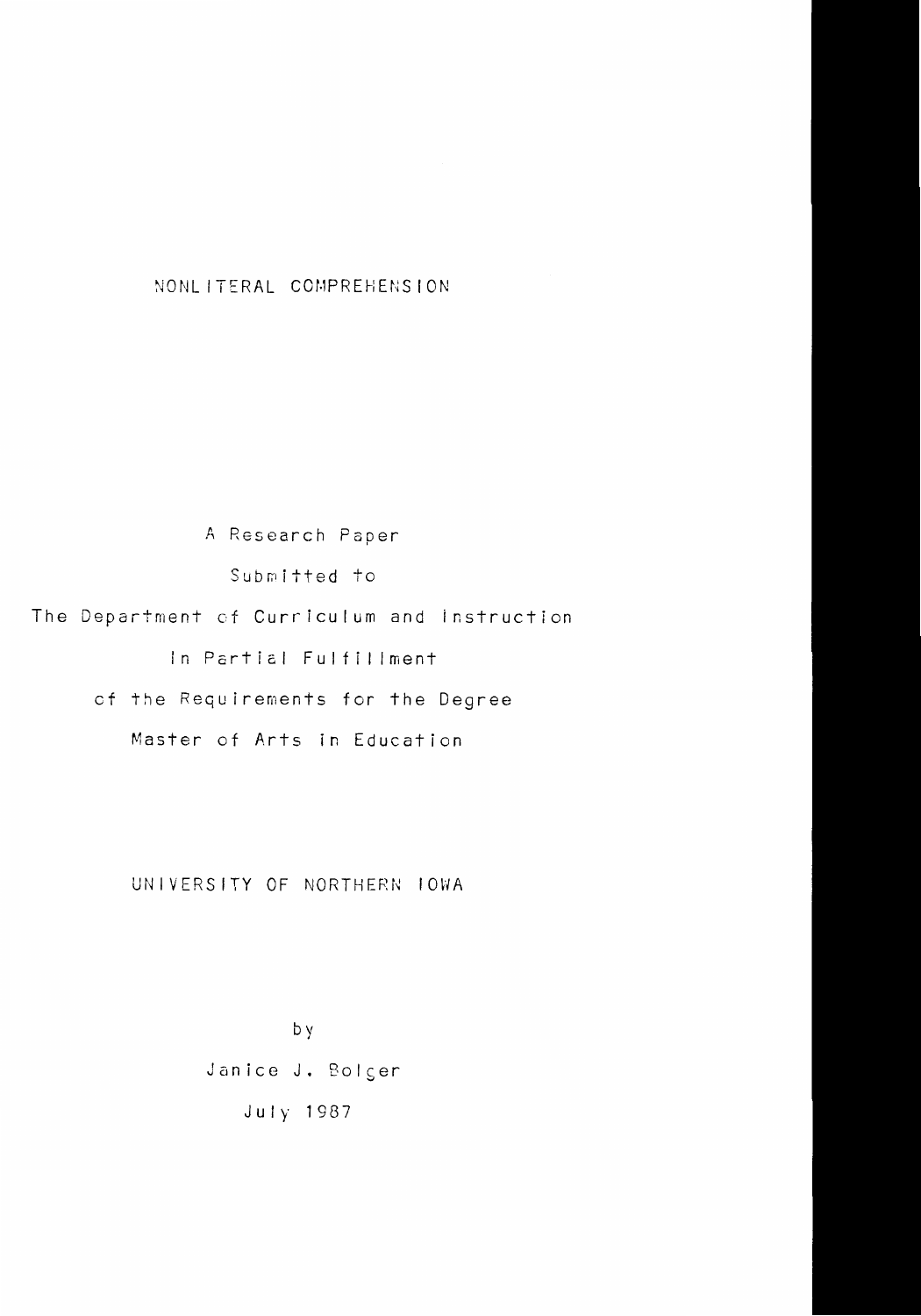# NONLITERAL COMPREHENSION

A Research Paper

Submitted to

The Department of Curriculum and Instruction

In Partial Fulfillment

of the Requirements for the Degree

Master of Arts in Education

UNIVERSITY OF NORTHERN IOWA

by

Janice J. Bolger

July 1987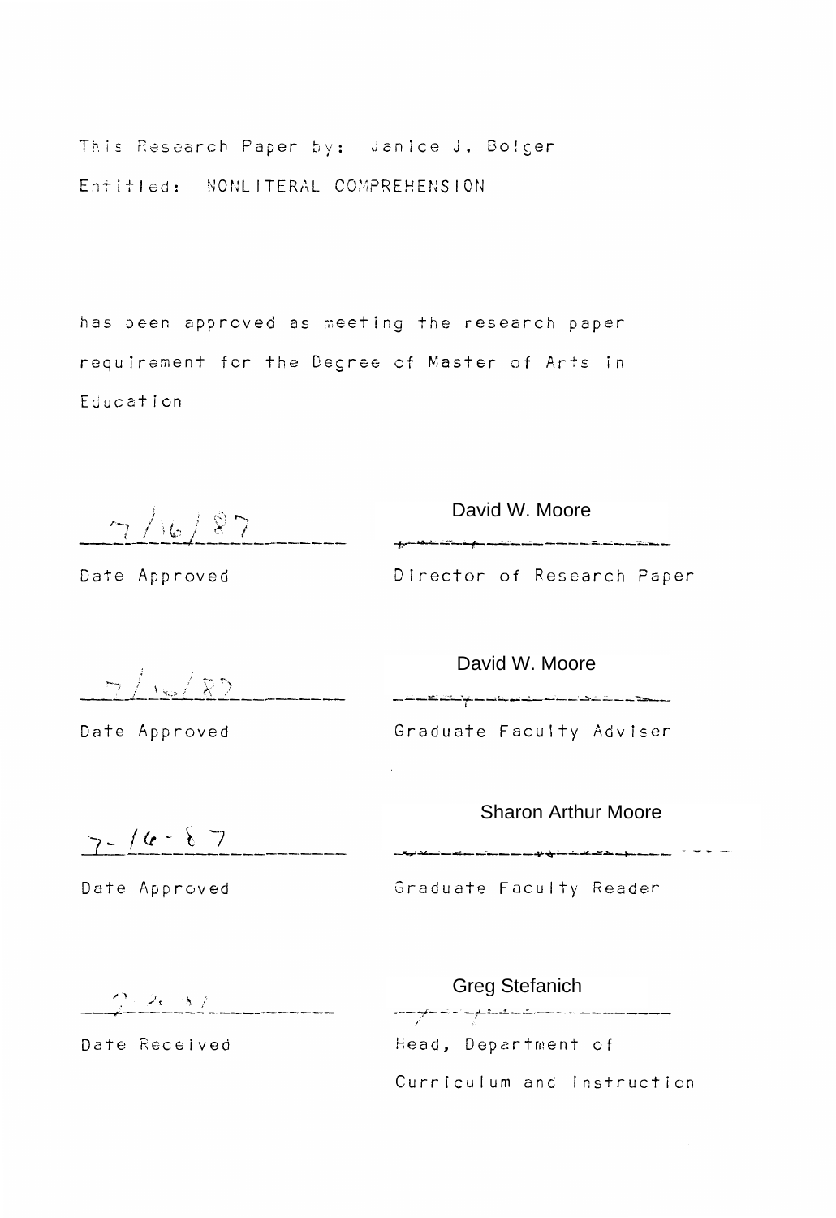This Research Paper by: Janice J. Bolger

Entitled: NONLITERAL COMPREHENSION

has been approved as meeting the research paper requirement for the Degree of Master of Arts in Education

7/16/87
Date Approved

David W. Moore
Director of Research Paper

7/16/87
Date Approved

David W. Moore
Graduate Faculty Adviser

7-16-87
Date Approved

Sharon Arthur Moore
Graduate Faculty Reader

7-24-87
Date Received

Greg Stefanich
Head, Department of Curriculum and Instruction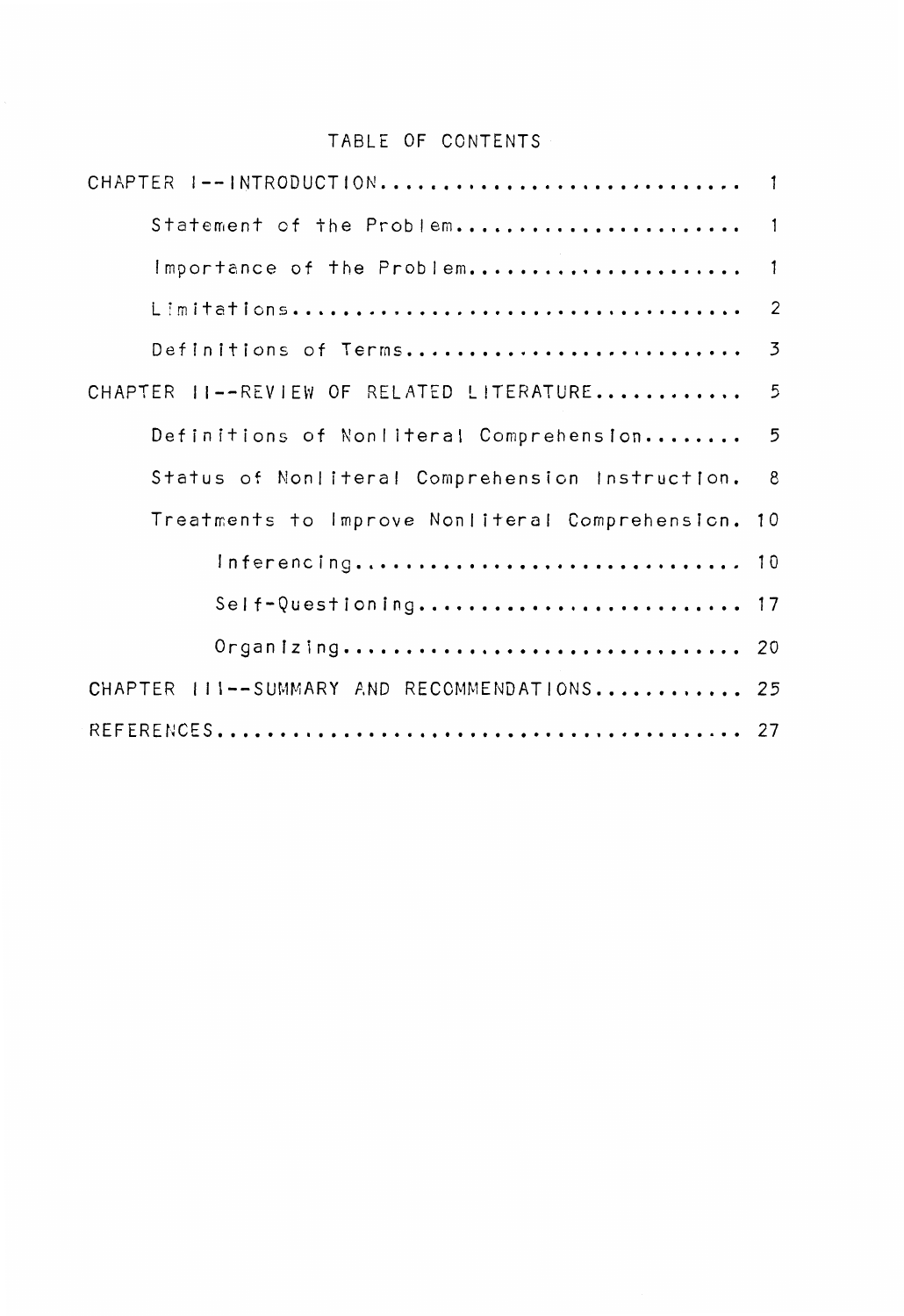# TABLE OF CONTENTS

CHAPTER I--INTRODUCTION............................ 1

- Statement of the Problem...................... 1
- Importance of the Problem..................... 1
- Limitations................................... 2
- Definitions of Terms.......................... 3

CHAPTER II--REVIEW OF RELATED LITERATURE........... 5

- Definitions of Nonliteral Comprehension........ 5
- Status of Nonliteral Comprehension Instruction. 8
- Treatments to Improve Nonliteral Comprehension. 10
  - Inferencing.............................. 10
  - Self-Questioning......................... 17
  - Organizing............................... 20

CHAPTER III--SUMMARY AND RECOMMENDATIONS........... 25

REFERENCES......................................... 27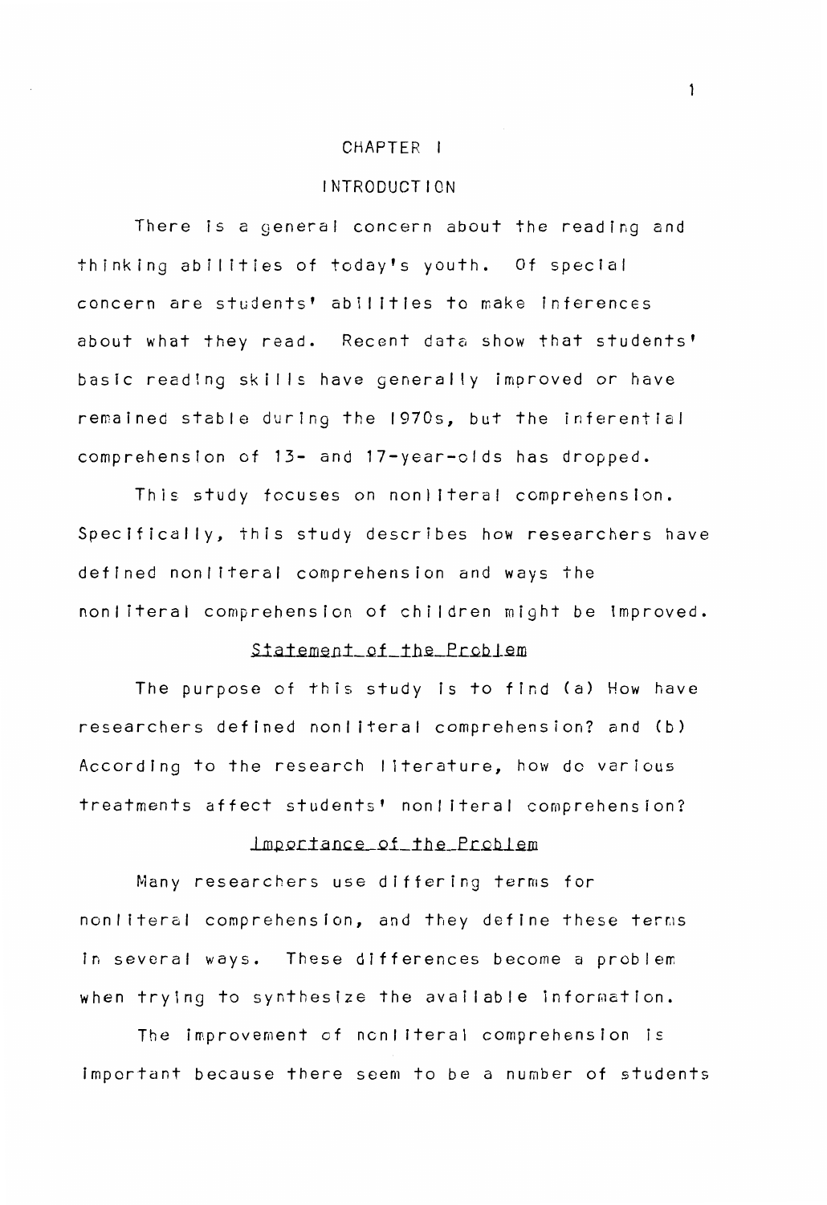# CHAPTER I

# INTRODUCTION

There is a general concern about the reading and thinking abilities of today's youth. Of special concern are students' abilities to make inferences about what they read. Recent data show that students' basic reading skills have generally improved or have remained stable during the 1970s, but the inferential comprehension of 13- and 17-year-olds has dropped.

This study focuses on nonliteral comprehension. Specifically, this study describes how researchers have defined nonliteral comprehension and ways the nonliteral comprehension of children might be improved.

## Statement of the Problem

The purpose of this study is to find (a) How have researchers defined nonliteral comprehension? and (b) According to the research literature, how do various treatments affect students' nonliteral comprehension?

## Importance of the Problem

Many researchers use differing terms for nonliteral comprehension, and they define these terms in several ways. These differences become a problem when trying to synthesize the available information.

The improvement of nonliteral comprehension is important because there seem to be a number of students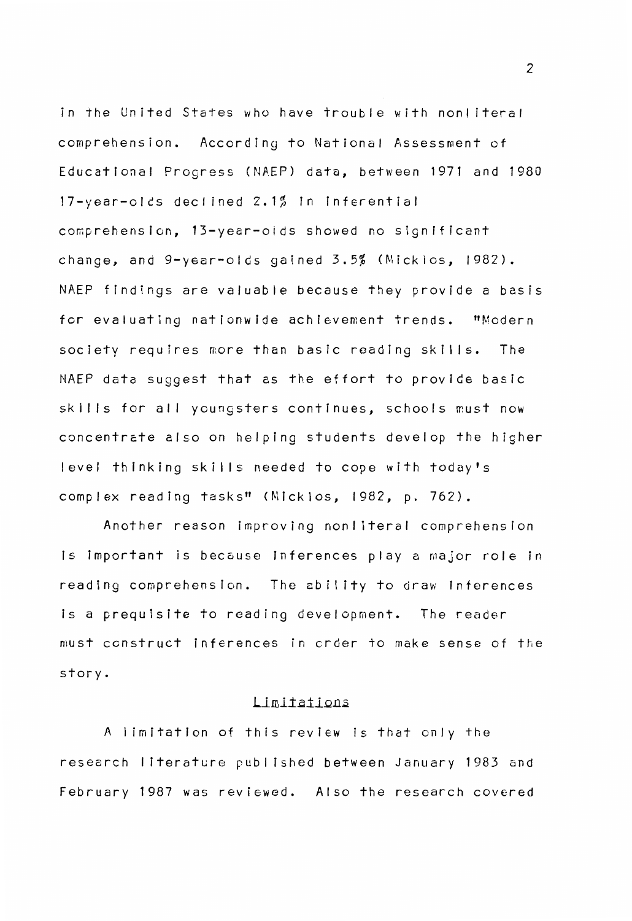in the United States who have trouble with nonliteral comprehension. According to National Assessment of Educational Progress (NAEP) data, between 1971 and 1980 17-year-olds declined 2.1% in inferential comprehension, 13-year-olds showed no significant change, and 9-year-olds gained 3.5% (Micklos, 1982). NAEP findings are valuable because they provide a basis for evaluating nationwide achievement trends. "Modern society requires more than basic reading skills. The NAEP data suggest that as the effort to provide basic skills for all youngsters continues, schools must now concentrate also on helping students develop the higher level thinking skills needed to cope with today's complex reading tasks" (Micklos, 1982, p. 762).

Another reason improving nonliteral comprehension is important is because inferences play a major role in reading comprehension. The ability to draw inferences is a prequisite to reading development. The reader must construct inferences in order to make sense of the story.

## Limitations

A limitation of this review is that only the research literature published between January 1983 and February 1987 was reviewed. Also the research covered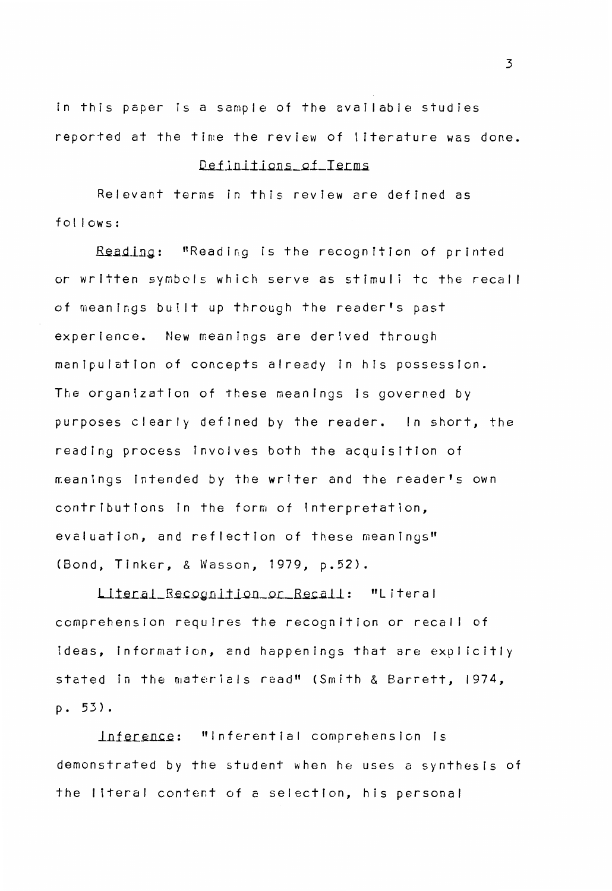in this paper is a sample of the available studies reported at the time the review of literature was done.

## Definitions of Terms

Relevant terms in this review are defined as follows:

*Reading*: "Reading is the recognition of printed or written symbols which serve as stimuli to the recall of meanings built up through the reader's past experience. New meanings are derived through manipulation of concepts already in his possession. The organization of these meanings is governed by purposes clearly defined by the reader. In short, the reading process involves both the acquisition of meanings intended by the writer and the reader's own contributions in the form of interpretation, evaluation, and reflection of these meanings" (Bond, Tinker, & Wasson, 1979, p.52).

*Literal Recognition or Recall*: "Literal comprehension requires the recognition or recall of ideas, information, and happenings that are explicitly stated in the materials read" (Smith & Barrett, 1974, p. 53).

*Inference*: "Inferential comprehension is demonstrated by the student when he uses a synthesis of the literal content of a selection, his personal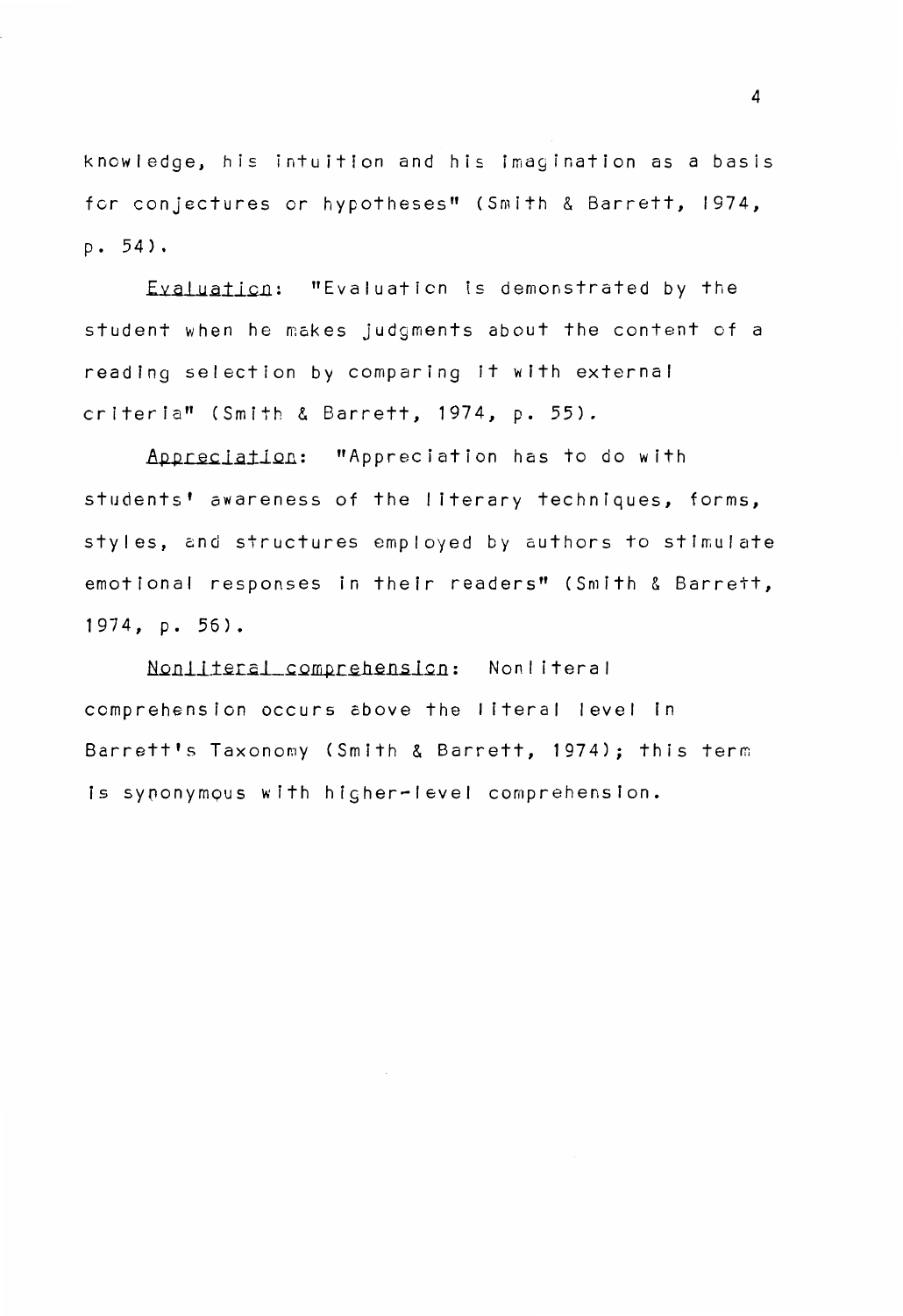knowledge, his intuition and his imagination as a basis for conjectures or hypotheses" (Smith & Barrett, 1974, p. 54).

*Evaluation*: "Evaluation is demonstrated by the student when he makes judgments about the content of a reading selection by comparing it with external criteria" (Smith & Barrett, 1974, p. 55).

*Appreciation*: "Appreciation has to do with students' awareness of the literary techniques, forms, styles, and structures employed by authors to stimulate emotional responses in their readers" (Smith & Barrett, 1974, p. 56).

*Nonliteral comprehension*: Nonliteral comprehension occurs above the literal level in Barrett's Taxonomy (Smith & Barrett, 1974); this term is synonymous with higher-level comprehension.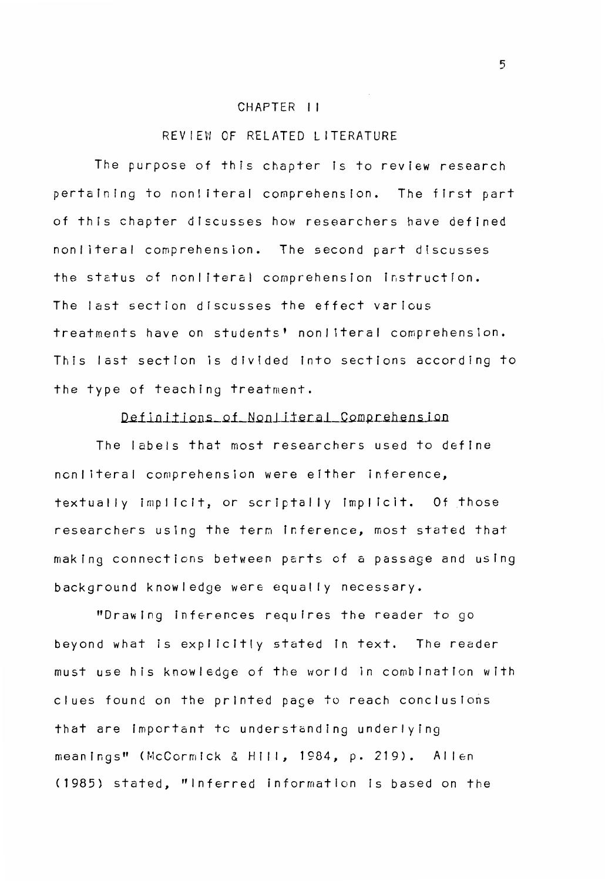# CHAPTER II

## REVIEW OF RELATED LITERATURE

The purpose of this chapter is to review research pertaining to nonliteral comprehension. The first part of this chapter discusses how researchers have defined nonliteral comprehension. The second part discusses the status of nonliteral comprehension instruction. The last section discusses the effect various treatments have on students' nonliteral comprehension. This last section is divided into sections according to the type of teaching treatment.

### Definitions of Nonliteral Comprehension

The labels that most researchers used to define nonliteral comprehension were either inference, textually implicit, or scriptally implicit. Of those researchers using the term inference, most stated that making connections between parts of a passage and using background knowledge were equally necessary.

"Drawing inferences requires the reader to go beyond what is explicitly stated in text. The reader must use his knowledge of the world in combination with clues found on the printed page to reach conclusions that are important to understanding underlying meanings" (McCormick & Hill, 1984, p. 219). Allen (1985) stated, "Inferred information is based on the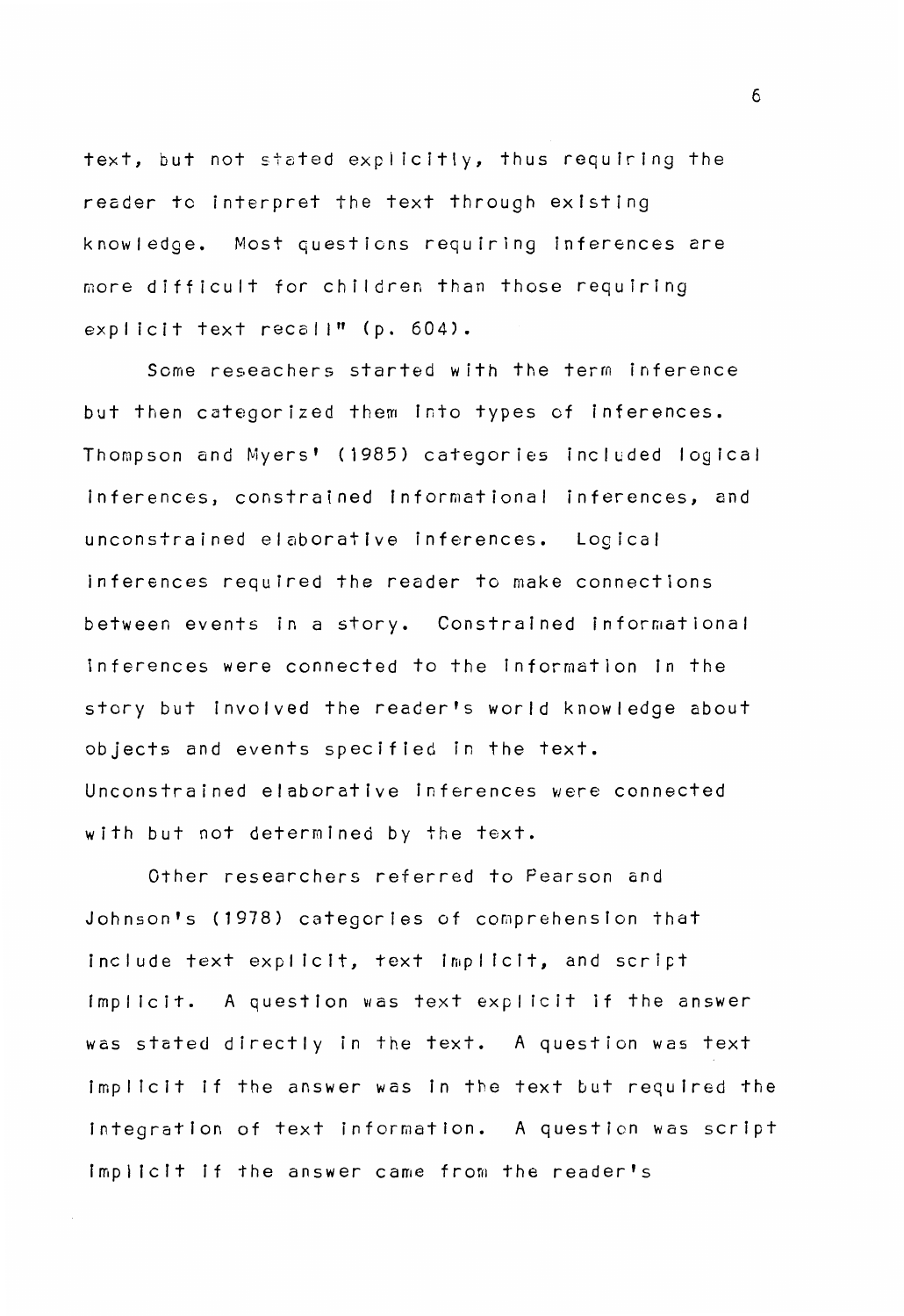text, but not stated explicitly, thus requiring the reader to interpret the text through existing knowledge. Most questions requiring inferences are more difficult for children than those requiring explicit text recall" (p. 604).

Some reseachers started with the term inference but then categorized them into types of inferences. Thompson and Myers' (1985) categories included logical inferences, constrained informational inferences, and unconstrained elaborative inferences. Logical inferences required the reader to make connections between events in a story. Constrained informational inferences were connected to the information in the story but involved the reader's world knowledge about objects and events specified in the text. Unconstrained elaborative inferences were connected with but not determined by the text.

Other researchers referred to Pearson and Johnson's (1978) categories of comprehension that include text explicit, text implicit, and script implicit. A question was text explicit if the answer was stated directly in the text. A question was text implicit if the answer was in the text but required the integration of text information. A question was script implicit if the answer came from the reader's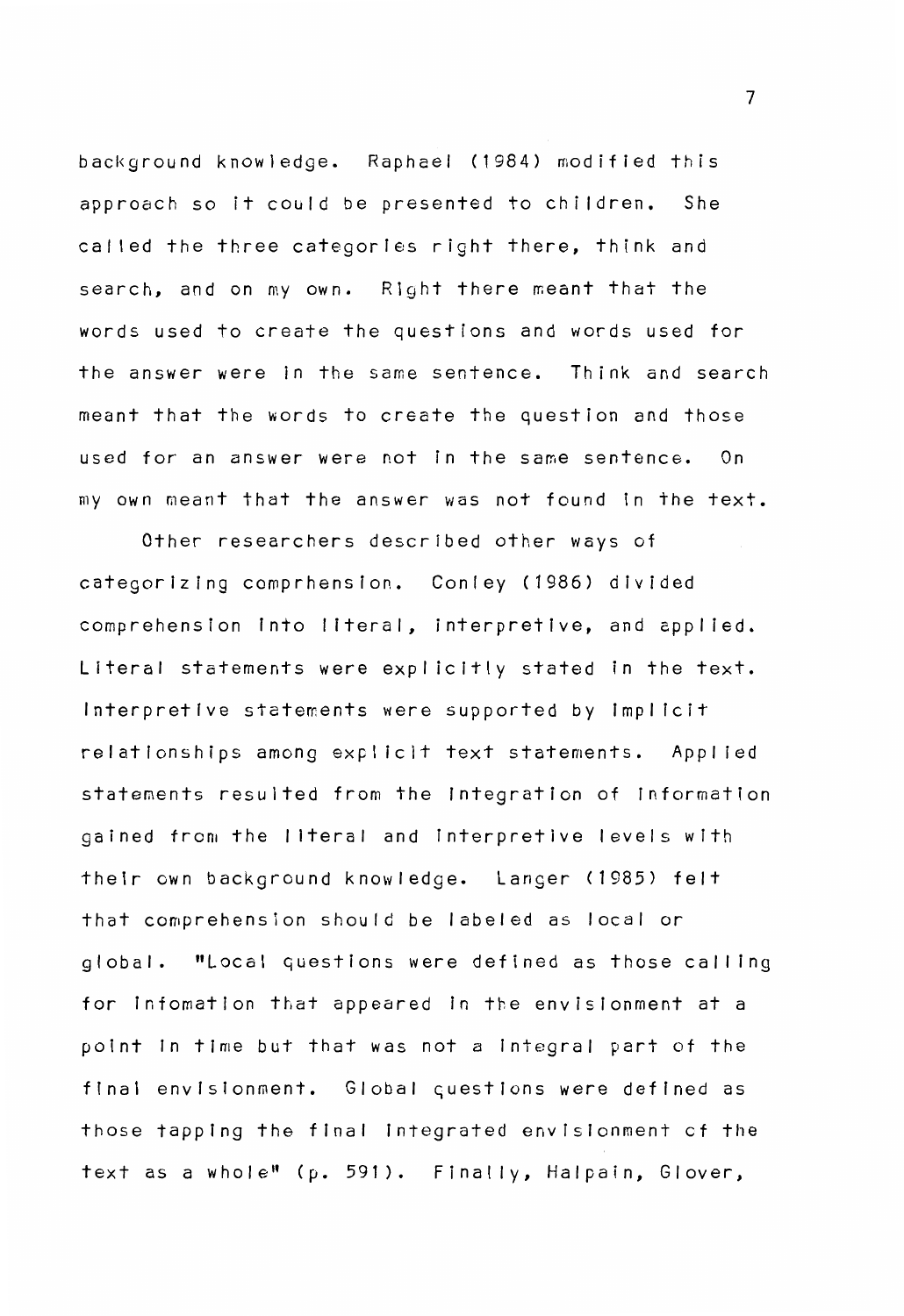background knowledge. Raphael (1984) modified this approach so it could be presented to children. She called the three categories right there, think and search, and on my own. Right there meant that the words used to create the questions and words used for the answer were in the same sentence. Think and search meant that the words to create the question and those used for an answer were not in the same sentence. On my own meant that the answer was not found in the text.

Other researchers described other ways of categorizing comprhension. Conley (1986) divided comprehension into literal, interpretive, and applied. Literal statements were explicitly stated in the text. Interpretive statements were supported by implicit relationships among explicit text statements. Applied statements resulted from the integration of information gained from the literal and interpretive levels with their own background knowledge. Langer (1985) felt that comprehension should be labeled as local or global. "Local questions were defined as those calling for infomation that appeared in the envisionment at a point in time but that was not a integral part of the final envisionment. Global questions were defined as those tapping the final integrated envisionment of the text as a whole" (p. 591). Finally, Halpain, Glover,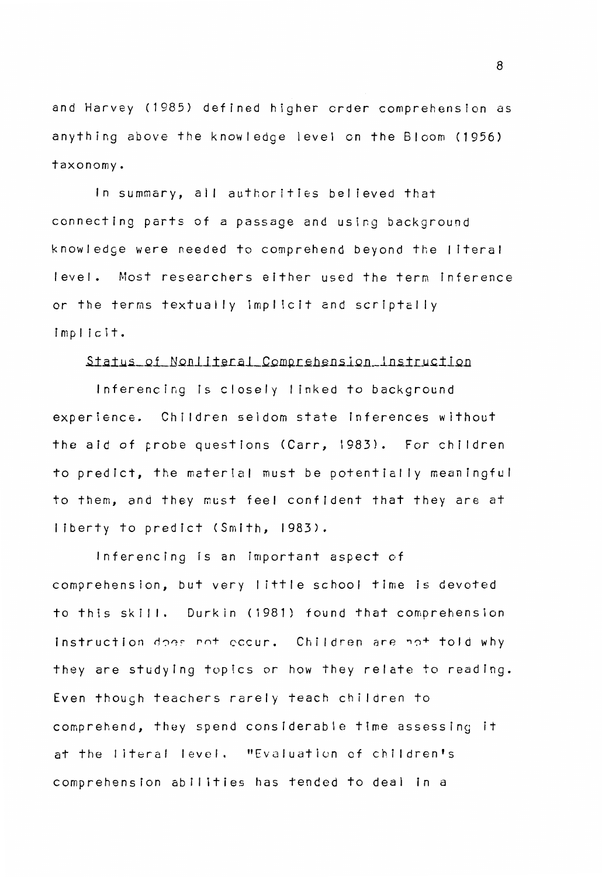and Harvey (1985) defined higher order comprehension as anything above the knowledge level on the Bloom (1956) taxonomy.

In summary, all authorities believed that connecting parts of a passage and using background knowledge were needed to comprehend beyond the literal level. Most researchers either used the term inference or the terms textually implicit and scriptally implicit.

## Status of Nonliteral Comprehension Instruction

Inferencing is closely linked to background experience. Children seldom state inferences without the aid of probe questions (Carr, 1983). For children to predict, the material must be potentially meaningful to them, and they must feel confident that they are at liberty to predict (Smith, 1983).

Inferencing is an important aspect of comprehension, but very little school time is devoted to this skill. Durkin (1981) found that comprehension instruction does not occur. Children are not told why they are studying topics or how they relate to reading. Even though teachers rarely teach children to comprehend, they spend considerable time assessing it at the literal level. "Evaluation of children's comprehension abilities has tended to deal in a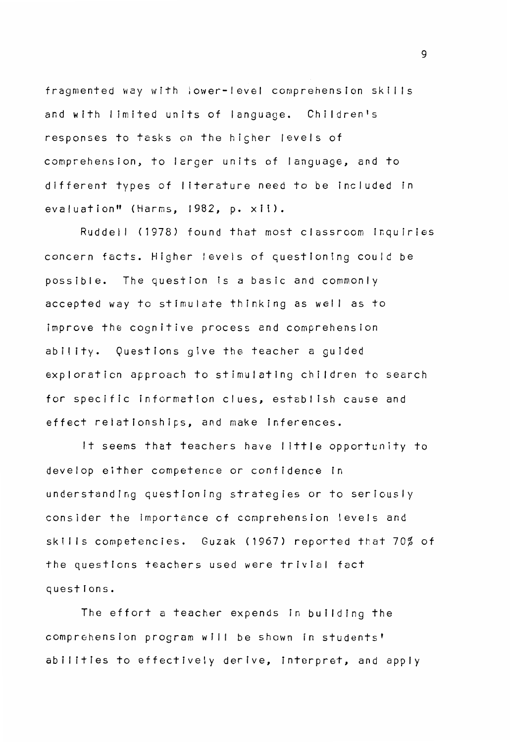fragmented way with lower-level comprehension skills and with limited units of language. Children's responses to tasks on the higher levels of comprehension, to larger units of language, and to different types of literature need to be included in evaluation" (Harms, 1982, p. xii).

Ruddell (1978) found that most classroom inquiries concern facts. Higher levels of questioning could be possible. The question is a basic and commonly accepted way to stimulate thinking as well as to improve the cognitive process and comprehension ability. Questions give the teacher a guided exploration approach to stimulating children to search for specific information clues, establish cause and effect relationships, and make inferences.

It seems that teachers have little opportunity to develop either competence or confidence in understanding questioning strategies or to seriously consider the importance of comprehension levels and skills competencies. Guzak (1967) reported that 70% of the questions teachers used were trivial fact questions.

The effort a teacher expends in building the comprehension program will be shown in students' abilities to effectively derive, interpret, and apply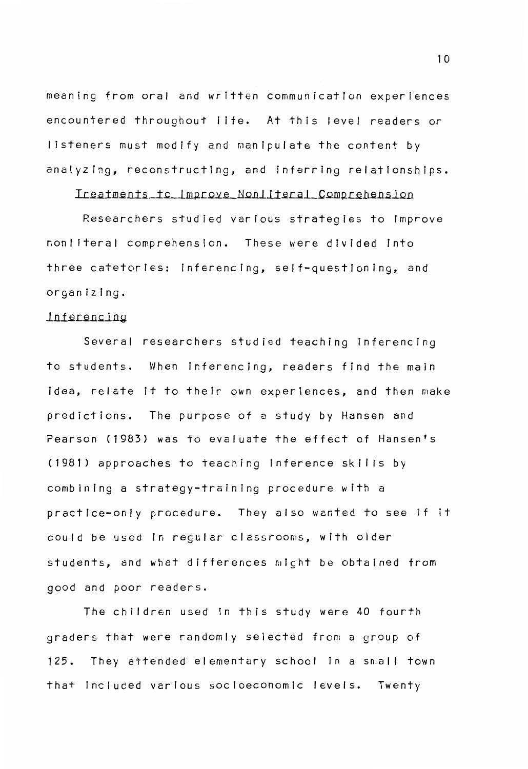meaning from oral and written communication experiences encountered throughout life. At this level readers or listeners must modify and manipulate the content by analyzing, reconstructing, and inferring relationships.

## Treatments to Improve Nonliteral Comprehension

Researchers studied various strategies to improve nonliteral comprehension. These were divided into three catetories: inferencing, self-questioning, and organizing.

### Inferencing

Several researchers studied teaching inferencing to students. When inferencing, readers find the main idea, relate it to their own experiences, and then make predictions. The purpose of a study by Hansen and Pearson (1983) was to evaluate the effect of Hansen's (1981) approaches to teaching inference skills by combining a strategy-training procedure with a practice-only procedure. They also wanted to see if it could be used in regular classrooms, with older students, and what differences might be obtained from good and poor readers.

The children used in this study were 40 fourth graders that were randomly selected from a group of 125. They attended elementary school in a small town that included various socioeconomic levels. Twenty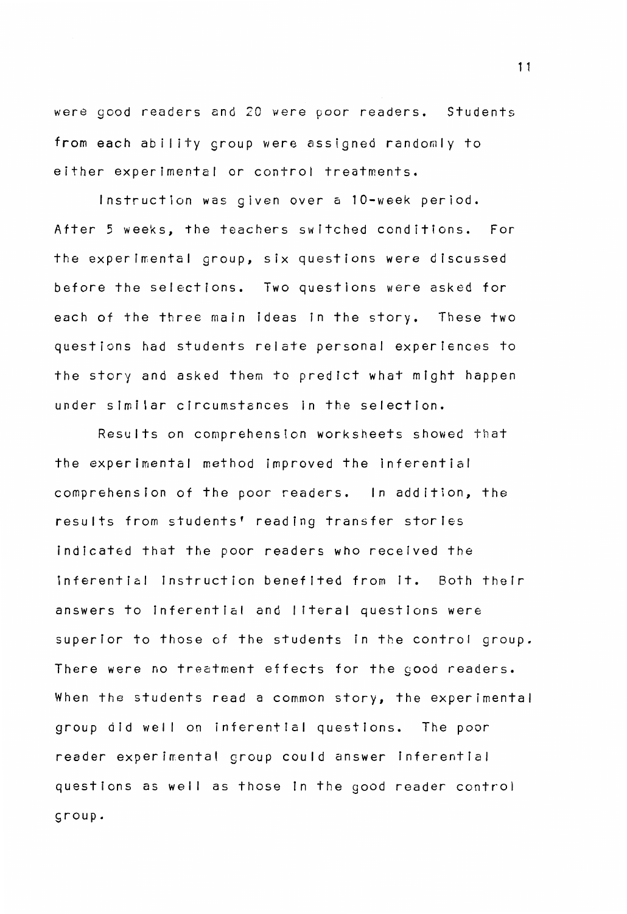were good readers and 20 were poor readers. Students from each ability group were assigned randomly to either experimental or control treatments.

Instruction was given over a 10-week period. After 5 weeks, the teachers switched conditions. For the experimental group, six questions were discussed before the selections. Two questions were asked for each of the three main ideas in the story. These two questions had students relate personal experiences to the story and asked them to predict what might happen under similar circumstances in the selection.

Results on comprehension worksheets showed that the experimental method improved the inferential comprehension of the poor readers. In addition, the results from students' reading transfer stories indicated that the poor readers who received the inferential instruction benefited from it. Both their answers to inferential and literal questions were superior to those of the students in the control group. There were no treatment effects for the good readers. When the students read a common story, the experimental group did well on inferential questions. The poor reader experimental group could answer inferential questions as well as those in the good reader control group.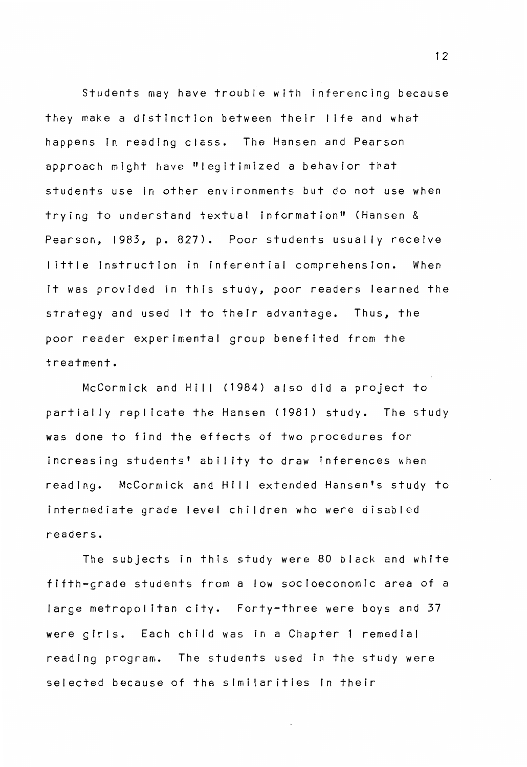Students may have trouble with inferencing because they make a distinction between their life and what happens in reading class. The Hansen and Pearson approach might have "legitimized a behavior that students use in other environments but do not use when trying to understand textual information" (Hansen & Pearson, 1983, p. 827). Poor students usually receive little instruction in inferential comprehension. When it was provided in this study, poor readers learned the strategy and used it to their advantage. Thus, the poor reader experimental group benefited from the treatment.

McCormick and Hill (1984) also did a project to partially replicate the Hansen (1981) study. The study was done to find the effects of two procedures for increasing students' ability to draw inferences when reading. McCormick and Hill extended Hansen's study to intermediate grade level children who were disabled readers.

The subjects in this study were 80 black and white fifth-grade students from a low socioeconomic area of a large metropolitan city. Forty-three were boys and 37 were girls. Each child was in a Chapter 1 remedial reading program. The students used in the study were selected because of the similarities in their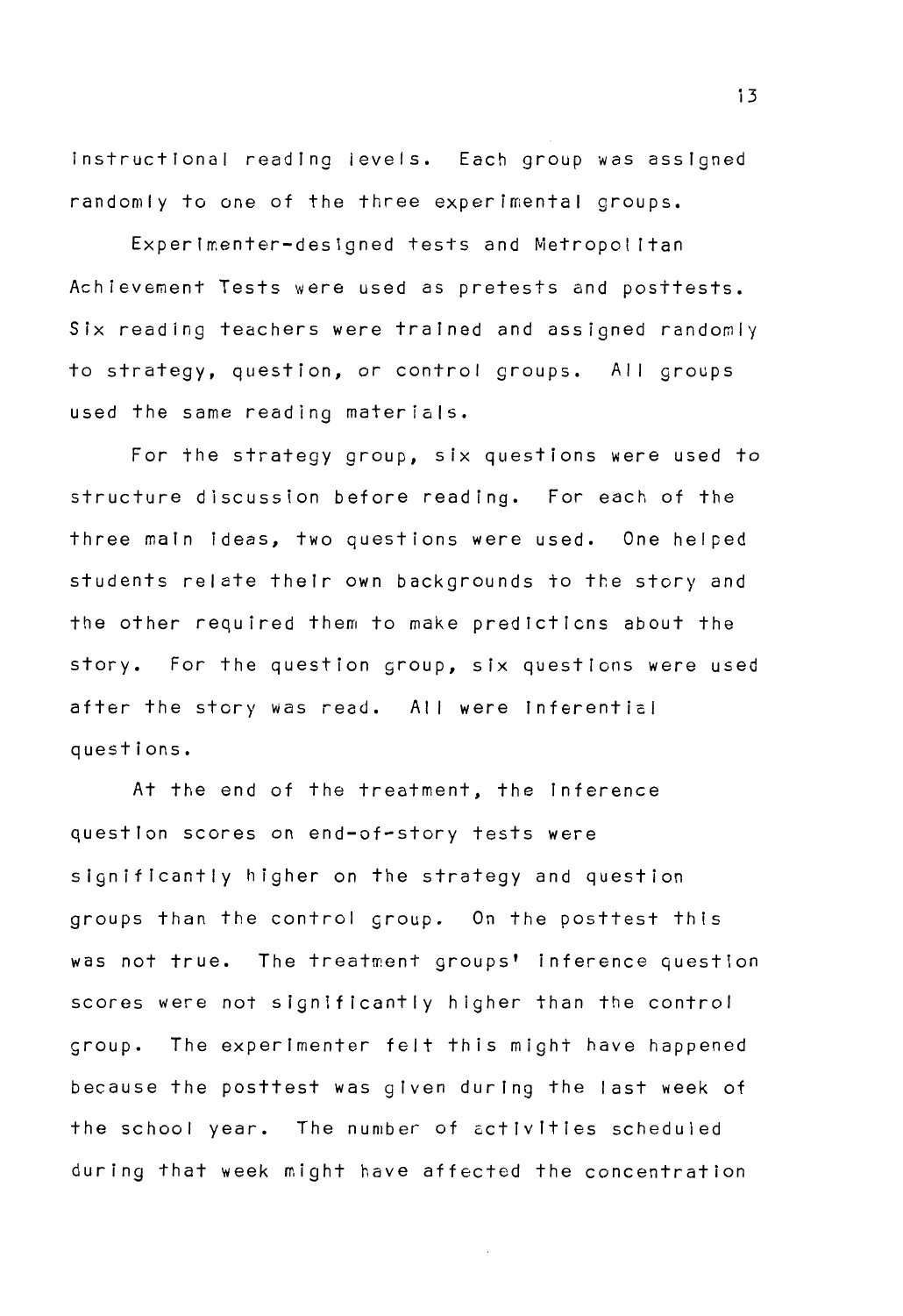instructional reading levels. Each group was assigned randomly to one of the three experimental groups.

Experimenter-designed tests and Metropolitan Achievement Tests were used as pretests and posttests. Six reading teachers were trained and assigned randomly to strategy, question, or control groups. All groups used the same reading materials.

For the strategy group, six questions were used to structure discussion before reading. For each of the three main ideas, two questions were used. One helped students relate their own backgrounds to the story and the other required them to make predictions about the story. For the question group, six questions were used after the story was read. All were inferential questions.

At the end of the treatment, the inference question scores on end-of-story tests were significantly higher on the strategy and question groups than the control group. On the posttest this was not true. The treatment groups' inference question scores were not significantly higher than the control group. The experimenter felt this might have happened because the posttest was given during the last week of the school year. The number of activities scheduled during that week might have affected the concentration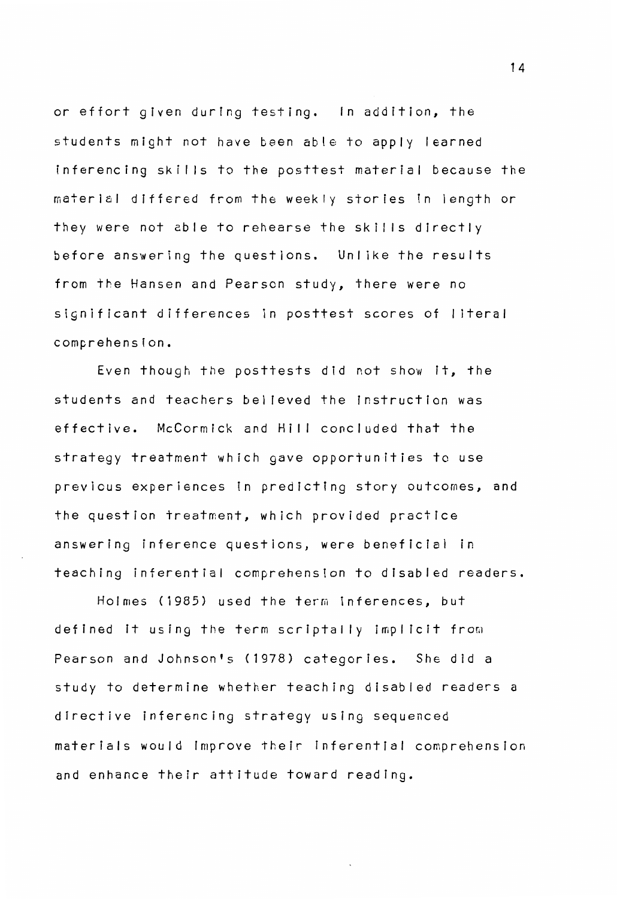or effort given during testing. In addition, the students might not have been able to apply learned inferencing skills to the posttest material because the material differed from the weekly stories in length or they were not able to rehearse the skills directly before answering the questions. Unlike the results from the Hansen and Pearson study, there were no significant differences in posttest scores of literal comprehension.

Even though the posttests did not show it, the students and teachers believed the instruction was effective. McCormick and Hill concluded that the strategy treatment which gave opportunities to use previous experiences in predicting story outcomes, and the question treatment, which provided practice answering inference questions, were beneficial in teaching inferential comprehension to disabled readers.

Holmes (1985) used the term inferences, but defined it using the term scriptally implicit from Pearson and Johnson's (1978) categories. She did a study to determine whether teaching disabled readers a directive inferencing strategy using sequenced materials would improve their inferential comprehension and enhance their attitude toward reading.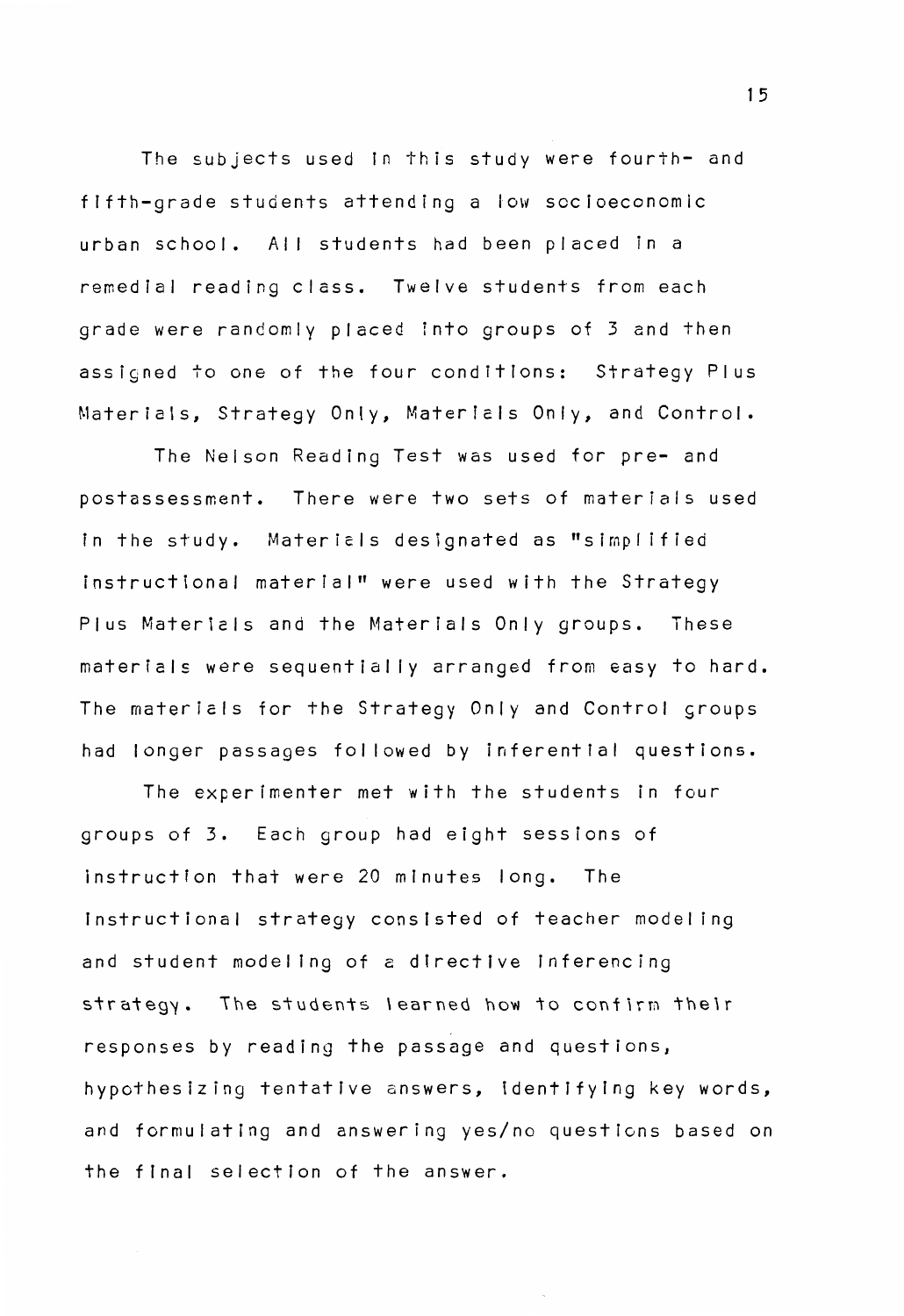The subjects used in this study were fourth- and fifth-grade students attending a low socioeconomic urban school. All students had been placed in a remedial reading class. Twelve students from each grade were randomly placed into groups of 3 and then assigned to one of the four conditions: Strategy Plus Materials, Strategy Only, Materials Only, and Control.

The Nelson Reading Test was used for pre- and postassessment. There were two sets of materials used in the study. Materials designated as "simplified instructional material" were used with the Strategy Plus Materials and the Materials Only groups. These materials were sequentially arranged from easy to hard. The materials for the Strategy Only and Control groups had longer passages followed by inferential questions.

The experimenter met with the students in four groups of 3. Each group had eight sessions of instruction that were 20 minutes long. The instructional strategy consisted of teacher modeling and student modeling of a directive inferencing strategy. The students learned how to confirm their responses by reading the passage and questions, hypothesizing tentative answers, identifying key words, and formulating and answering yes/no questions based on the final selection of the answer.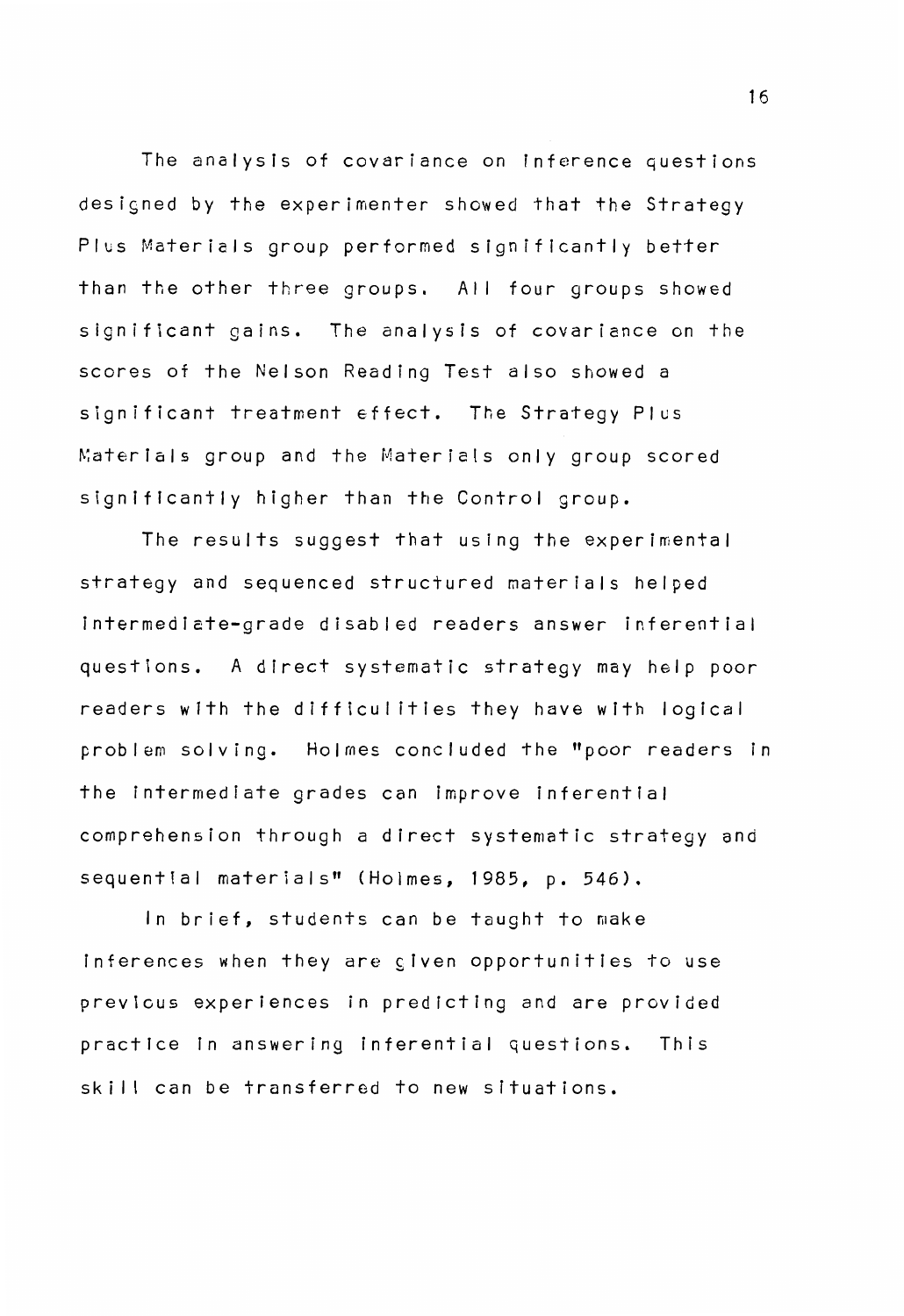The analysis of covariance on inference questions designed by the experimenter showed that the Strategy Plus Materials group performed significantly better than the other three groups. All four groups showed significant gains. The analysis of covariance on the scores of the Nelson Reading Test also showed a significant treatment effect. The Strategy Plus Materials group and the Materials only group scored significantly higher than the Control group.

The results suggest that using the experimental strategy and sequenced structured materials helped intermediate-grade disabled readers answer inferential questions. A direct systematic strategy may help poor readers with the difficulities they have with logical problem solving. Holmes concluded the "poor readers in the intermediate grades can improve inferential comprehension through a direct systematic strategy and sequential materials" (Holmes, 1985, p. 546).

In brief, students can be taught to make inferences when they are given opportunities to use previous experiences in predicting and are provided practice in answering inferential questions. This skill can be transferred to new situations.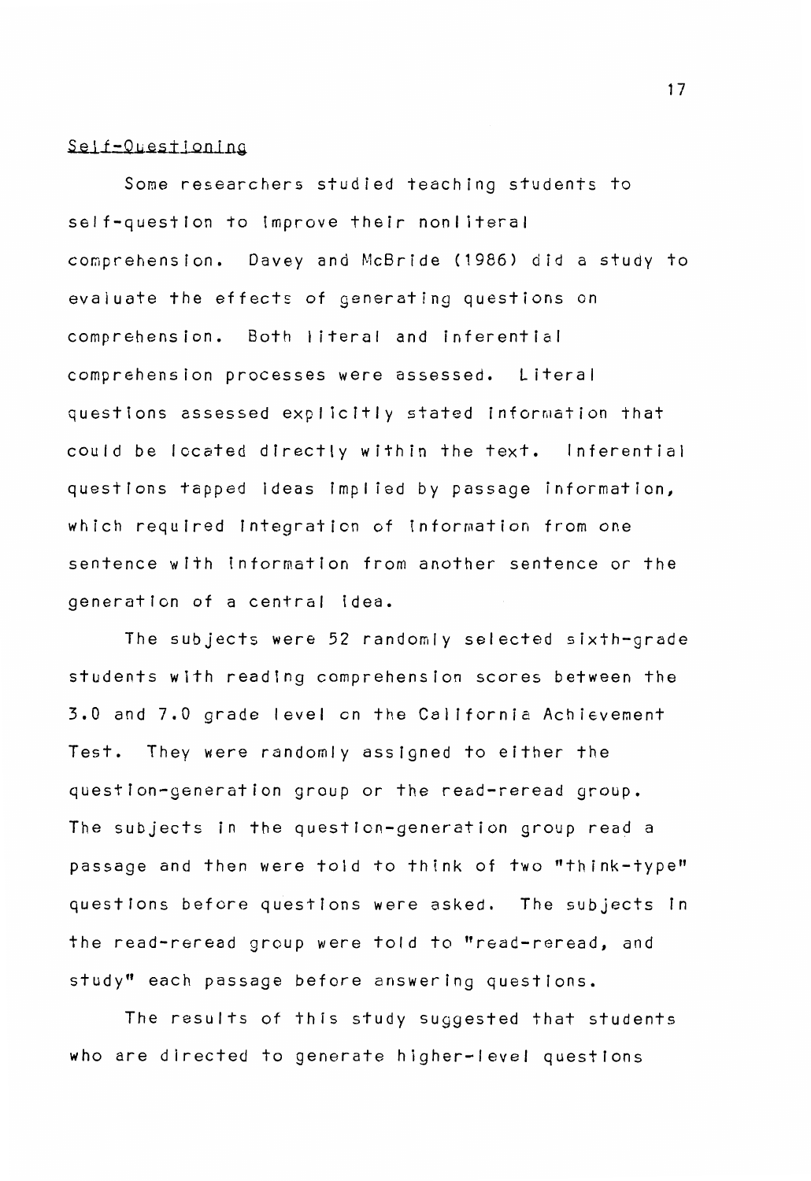Self-Questioning

Some researchers studied teaching students to self-question to improve their nonliteral comprehension. Davey and McBride (1986) did a study to evaluate the effects of generating questions on comprehension. Both literal and inferential comprehension processes were assessed. Literal questions assessed explicitly stated information that could be located directly within the text. Inferential questions tapped ideas implied by passage information, which required integration of information from one sentence with information from another sentence or the generation of a central idea.

The subjects were 52 randomly selected sixth-grade students with reading comprehension scores between the 3.0 and 7.0 grade level on the California Achievement Test. They were randomly assigned to either the question-generation group or the read-reread group. The subjects in the question-generation group read a passage and then were told to think of two "think-type" questions before questions were asked. The subjects in the read-reread group were told to "read-reread, and study" each passage before answering questions.

The results of this study suggested that students who are directed to generate higher-level questions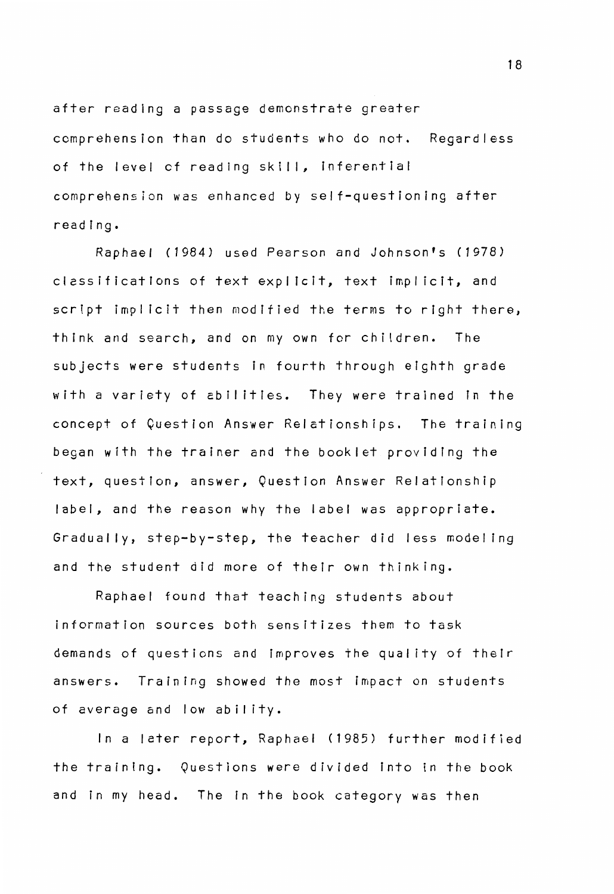after reading a passage demonstrate greater comprehension than do students who do not. Regardless of the level of reading skill, inferential comprehension was enhanced by self-questioning after reading.

Raphael (1984) used Pearson and Johnson's (1978) classifications of text explicit, text implicit, and script implicit then modified the terms to right there, think and search, and on my own for children. The subjects were students in fourth through eighth grade with a variety of abilities. They were trained in the concept of Question Answer Relationships. The training began with the trainer and the booklet providing the text, question, answer, Question Answer Relationship label, and the reason why the label was appropriate. Gradually, step-by-step, the teacher did less modeling and the student did more of their own thinking.

Raphael found that teaching students about information sources both sensitizes them to task demands of questions and improves the quality of their answers. Training showed the most impact on students of average and low ability.

In a later report, Raphael (1985) further modified the training. Questions were divided into in the book and in my head. The in the book category was then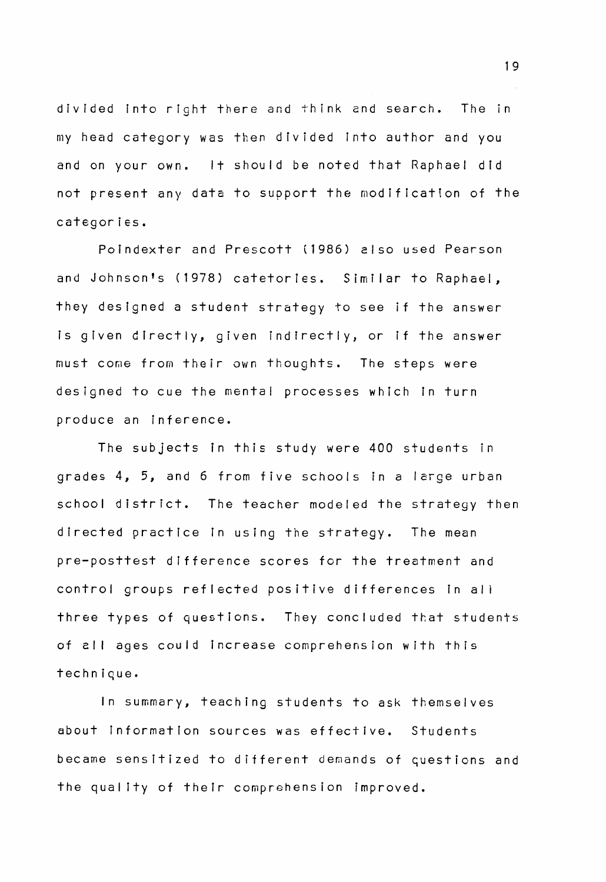divided into right there and think and search. The in my head category was then divided into author and you and on your own. It should be noted that Raphael did not present any data to support the modification of the categories.

Poindexter and Prescott (1986) also used Pearson and Johnson's (1978) catetories. Similar to Raphael, they designed a student strategy to see if the answer is given directly, given indirectly, or if the answer must come from their own thoughts. The steps were designed to cue the mental processes which in turn produce an inference.

The subjects in this study were 400 students in grades 4, 5, and 6 from five schools in a large urban school district. The teacher modeled the strategy then directed practice in using the strategy. The mean pre-posttest difference scores for the treatment and control groups reflected positive differences in all three types of questions. They concluded that students of all ages could increase comprehension with this technique.

In summary, teaching students to ask themselves about information sources was effective. Students became sensitized to different demands of questions and the quality of their comprehension improved.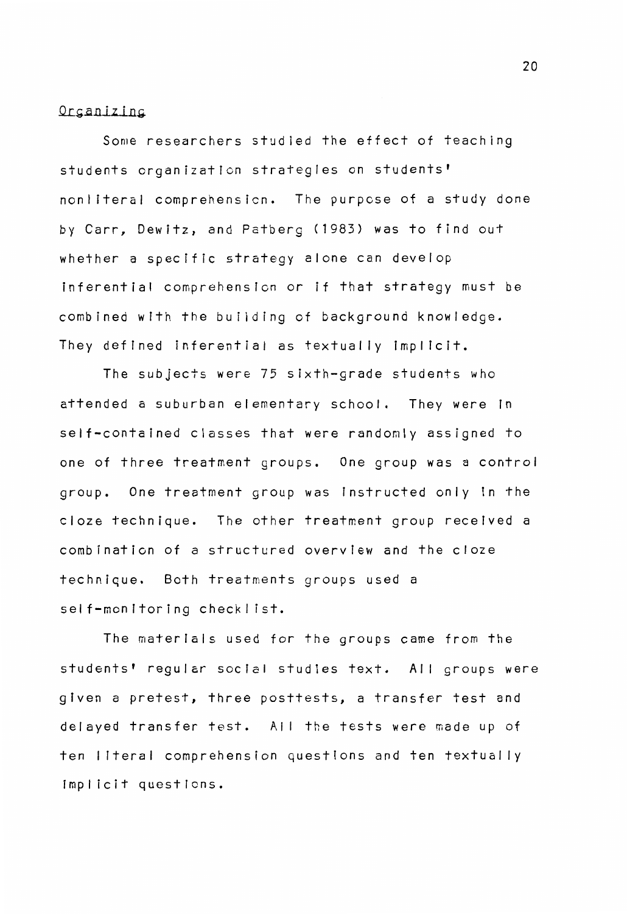Organizing

Some researchers studied the effect of teaching students organization strategies on students' nonliteral comprehension. The purpose of a study done by Carr, Dewitz, and Patberg (1983) was to find out whether a specific strategy alone can develop inferential comprehension or if that strategy must be combined with the building of background knowledge. They defined inferential as textually implicit.

The subjects were 75 sixth-grade students who attended a suburban elementary school. They were in self-contained classes that were randomly assigned to one of three treatment groups. One group was a control group. One treatment group was instructed only in the cloze technique. The other treatment group received a combination of a structured overview and the cloze technique. Both treatments groups used a self-monitoring checklist.

The materials used for the groups came from the students' regular social studies text. All groups were given a pretest, three posttests, a transfer test and delayed transfer test. All the tests were made up of ten literal comprehension questions and ten textually implicit questions.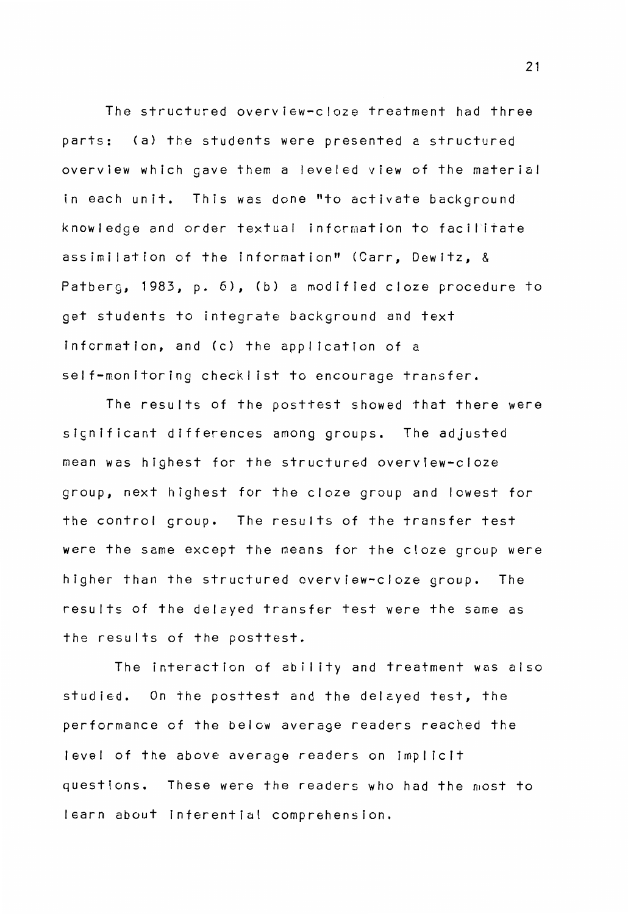The structured overview-cloze treatment had three parts: (a) the students were presented a structured overview which gave them a leveled view of the material in each unit. This was done "to activate background knowledge and order textual information to facilitate assimilation of the information" (Carr, Dewitz, & Patberg, 1983, p. 6), (b) a modified cloze procedure to get students to integrate background and text information, and (c) the application of a self-monitoring checklist to encourage transfer.

The results of the posttest showed that there were significant differences among groups. The adjusted mean was highest for the structured overview-cloze group, next highest for the cloze group and lowest for the control group. The results of the transfer test were the same except the means for the cloze group were higher than the structured overview-cloze group. The results of the delayed transfer test were the same as the results of the posttest.

The interaction of ability and treatment was also studied. On the posttest and the delayed test, the performance of the below average readers reached the level of the above average readers on implicit questions. These were the readers who had the most to learn about inferential comprehension.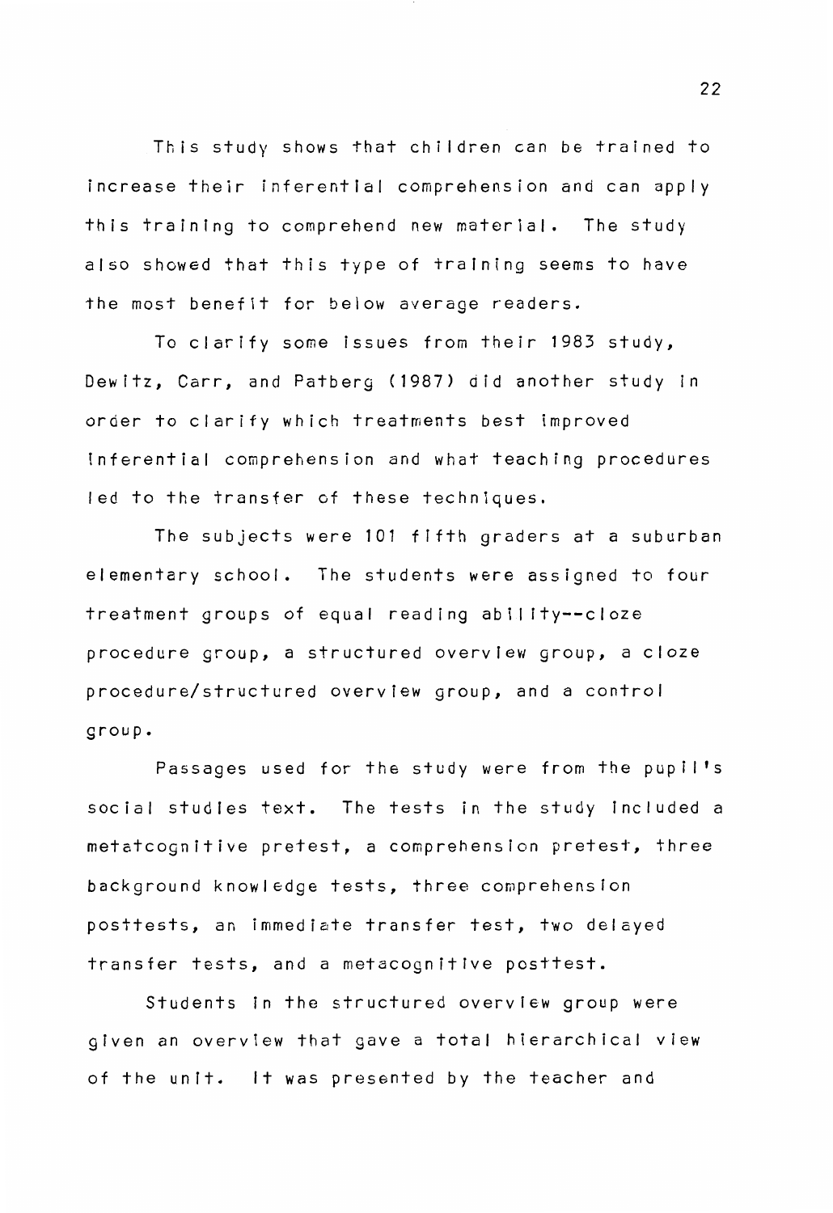This study shows that children can be trained to increase their inferential comprehension and can apply this training to comprehend new material. The study also showed that this type of training seems to have the most benefit for below average readers.

To clarify some issues from their 1983 study, Dewitz, Carr, and Patberg (1987) did another study in order to clarify which treatments best improved inferential comprehension and what teaching procedures led to the transfer of these techniques.

The subjects were 101 fifth graders at a suburban elementary school. The students were assigned to four treatment groups of equal reading ability--cloze procedure group, a structured overview group, a cloze procedure/structured overview group, and a control group.

Passages used for the study were from the pupil's social studies text. The tests in the study included a metatcognitive pretest, a comprehension pretest, three background knowledge tests, three comprehension posttests, an immediate transfer test, two delayed transfer tests, and a metacognitive posttest.

Students in the structured overview group were given an overview that gave a total hierarchical view of the unit. It was presented by the teacher and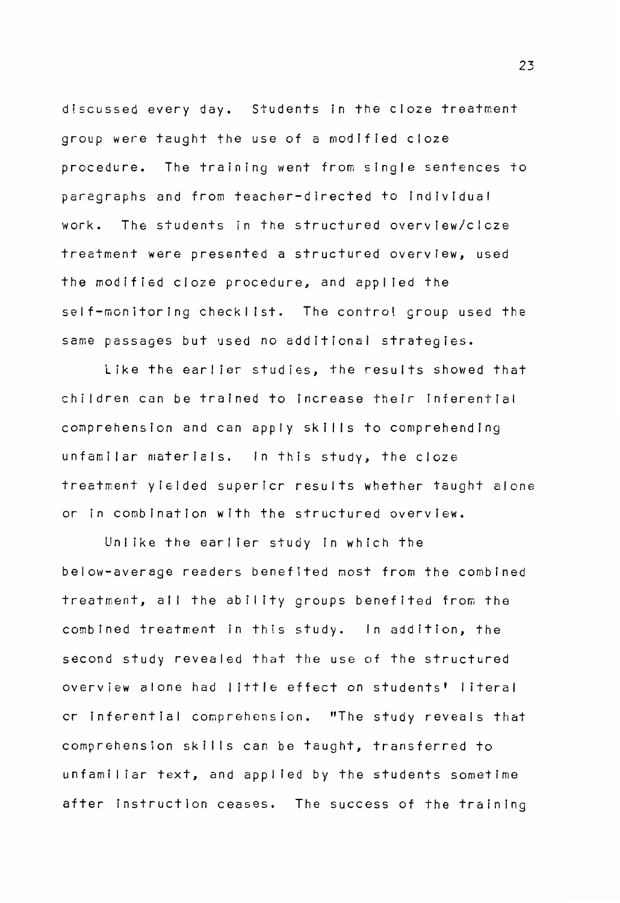discussed every day. Students in the cloze treatment group were taught the use of a modified cloze procedure. The training went from single sentences to paragraphs and from teacher-directed to individual work. The students in the structured overview/cloze treatment were presented a structured overview, used the modified cloze procedure, and applied the self-monitoring checklist. The control group used the same passages but used no additional strategies.

Like the earlier studies, the results showed that children can be trained to increase their inferential comprehension and can apply skills to comprehending unfamilar materials. In this study, the cloze treatment yielded superior results whether taught alone or in combination with the structured overview.

Unlike the earlier study in which the below-average readers benefited most from the combined treatment, all the ability groups benefited from the combined treatment in this study. In addition, the second study revealed that the use of the structured overview alone had little effect on students' literal or inferential comprehension. "The study reveals that comprehension skills can be taught, transferred to unfamiliar text, and applied by the students sometime after instruction ceases. The success of the training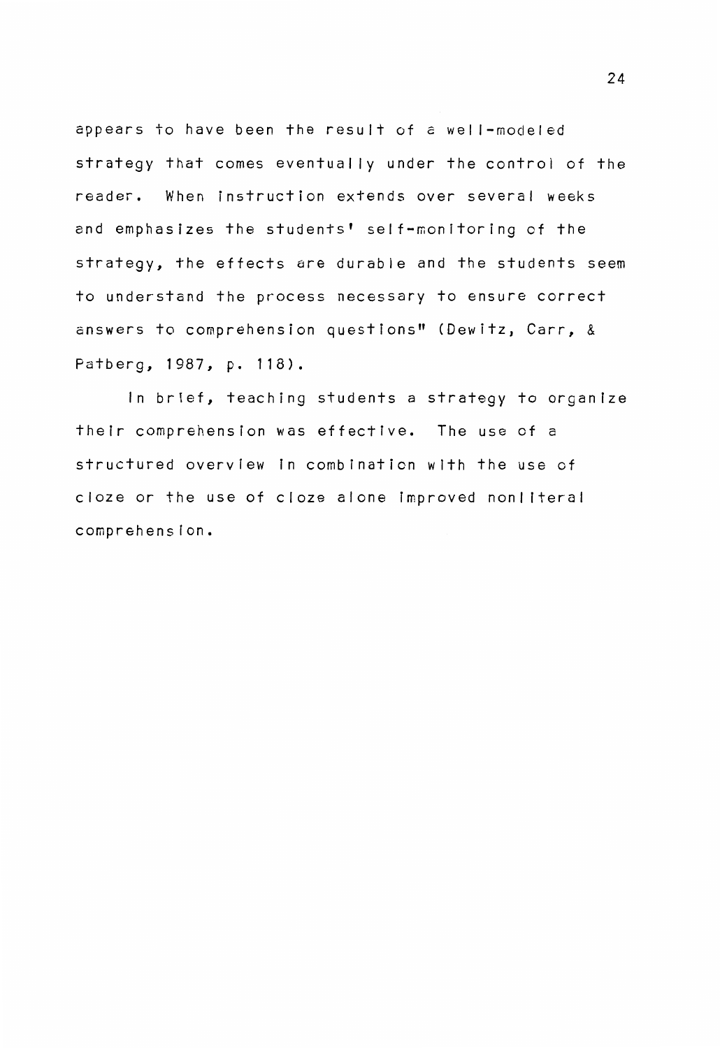appears to have been the result of a well-modeled strategy that comes eventually under the control of the reader. When instruction extends over several weeks and emphasizes the students' self-monitoring of the strategy, the effects are durable and the students seem to understand the process necessary to ensure correct answers to comprehension questions" (Dewitz, Carr, & Patberg, 1987, p. 118).

In brief, teaching students a strategy to organize their comprehension was effective. The use of a structured overview in combination with the use of cloze or the use of cloze alone improved nonliteral comprehension.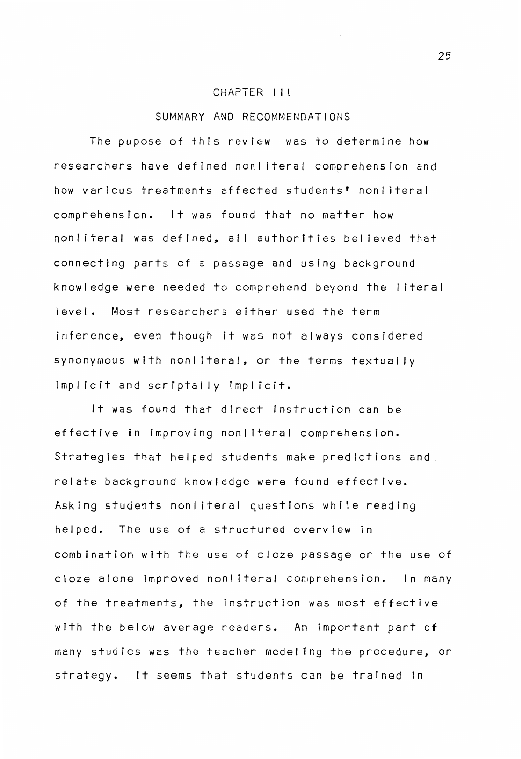# CHAPTER III

## SUMMARY AND RECOMMENDATIONS

The pupose of this review was to determine how researchers have defined nonliteral comprehension and how various treatments affected students' nonliteral comprehension. It was found that no matter how nonliteral was defined, all authorities believed that connecting parts of a passage and using background knowledge were needed to comprehend beyond the literal level. Most researchers either used the term inference, even though it was not always considered synonymous with nonliteral, or the terms textually implicit and scriptally implicit.

It was found that direct instruction can be effective in improving nonliteral comprehension. Strategies that helped students make predictions and relate background knowledge were found effective. Asking students nonliteral questions while reading helped. The use of a structured overview in combination with the use of cloze passage or the use of cloze alone improved nonliteral comprehension. In many of the treatments, the instruction was most effective with the below average readers. An important part of many studies was the teacher modeling the procedure, or strategy. It seems that students can be trained in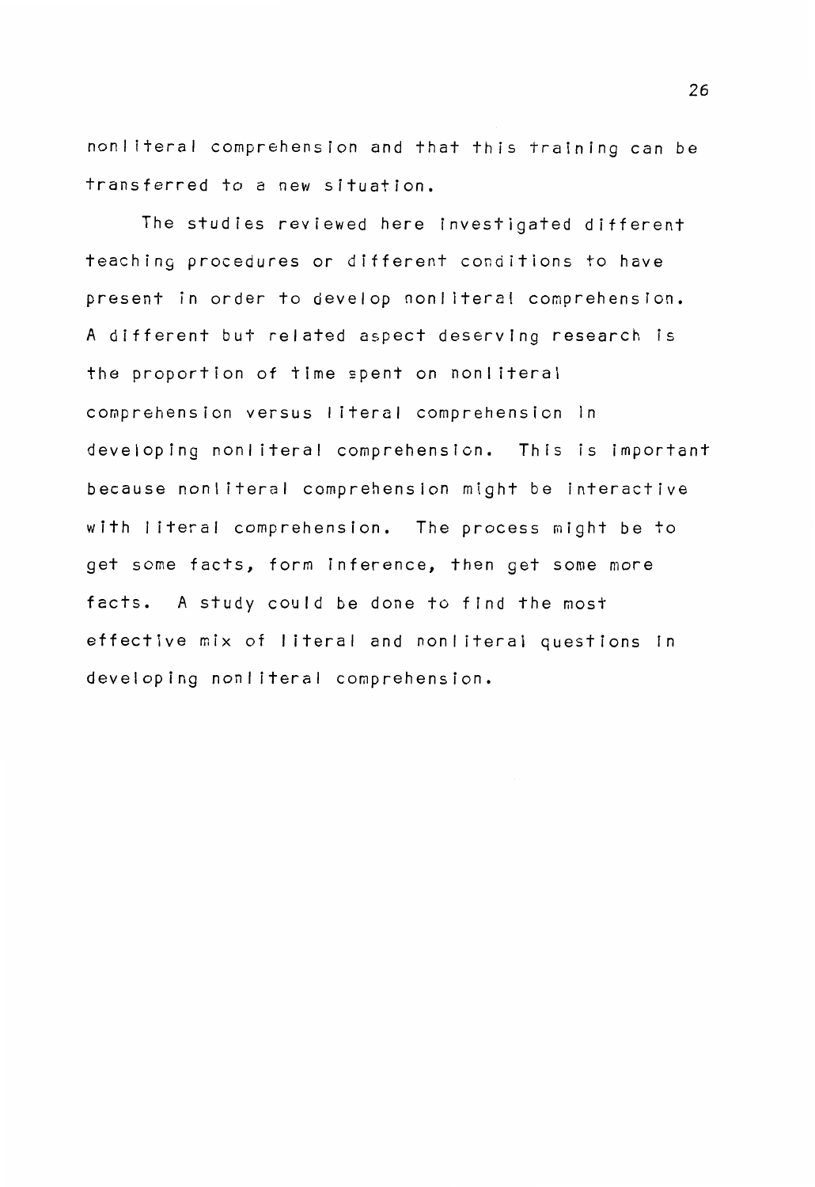nonliteral comprehension and that this training can be transferred to a new situation.

The studies reviewed here investigated different teaching procedures or different conditions to have present in order to develop nonliteral comprehension. A different but related aspect deserving research is the proportion of time spent on nonliteral comprehension versus literal comprehension in developing nonliteral comprehension. This is important because nonliteral comprehension might be interactive with literal comprehension. The process might be to get some facts, form inference, then get some more facts. A study could be done to find the most effective mix of literal and nonliteral questions in developing nonliteral comprehension.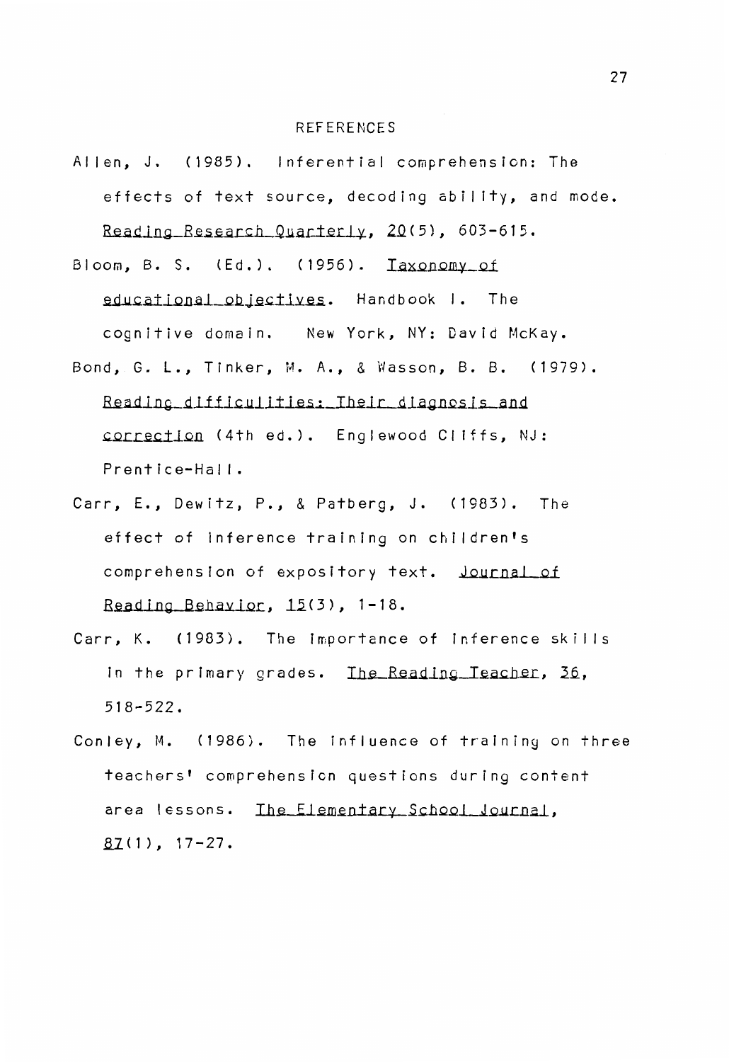# REFERENCES

Allen, J. (1985). Inferential comprehension: The effects of text source, decoding ability, and mode. *Reading Research Quarterly*, *20*(5), 603-615.

Bloom, B. S. (Ed.). (1956). *Taxonomy of educational objectives*. Handbook I. The cognitive domain. New York, NY: David McKay.

Bond, G. L., Tinker, M. A., & Wasson, B. B. (1979). *Reading difficulities: Their diagnosis and correction* (4th ed.). Englewood Cliffs, NJ: Prentice-Hall.

Carr, E., Dewitz, P., & Patberg, J. (1983). The effect of inference training on children's comprehension of expository text. *Journal of Reading Behavior*, *15*(3), 1-18.

Carr, K. (1983). The importance of inference skills in the primary grades. *The Reading Teacher*, *36*, 518-522.

Conley, M. (1986). The influence of training on three teachers' comprehension questions during content area lessons. *The Elementary School Journal*, *87*(1), 17-27.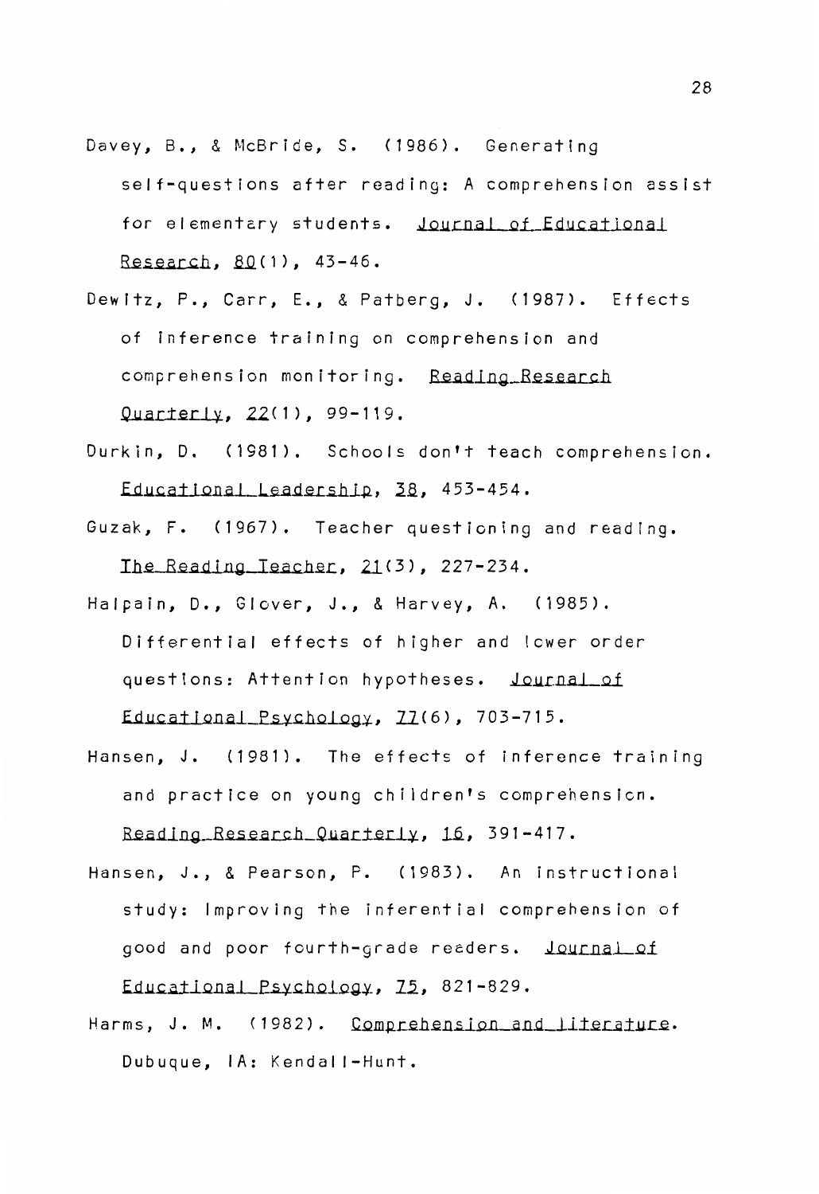Davey, B., & McBride, S. (1986). Generating self-questions after reading: A comprehension assist for elementary students. _Journal of Educational Research_, _80_(1), 43-46.

Dewitz, P., Carr, E., & Patberg, J. (1987). Effects of inference training on comprehension and comprehension monitoring. _Reading Research Quarterly_, _22_(1), 99-119.

Durkin, D. (1981). Schools don't teach comprehension. _Educational Leadership_, _38_, 453-454.

Guzak, F. (1967). Teacher questioning and reading. _The Reading Teacher_, _21_(3), 227-234.

Halpain, D., Glover, J., & Harvey, A. (1985). Differential effects of higher and lower order questions: Attention hypotheses. _Journal of Educational Psychology_, _77_(6), 703-715.

Hansen, J. (1981). The effects of inference training and practice on young children's comprehension. _Reading Research Quarterly_, _16_, 391-417.

Hansen, J., & Pearson, P. (1983). An instructional study: Improving the inferential comprehension of good and poor fourth-grade readers. _Journal of Educational Psychology_, _75_, 821-829.

Harms, J. M. (1982). _Comprehension and literature_. Dubuque, IA: Kendall-Hunt.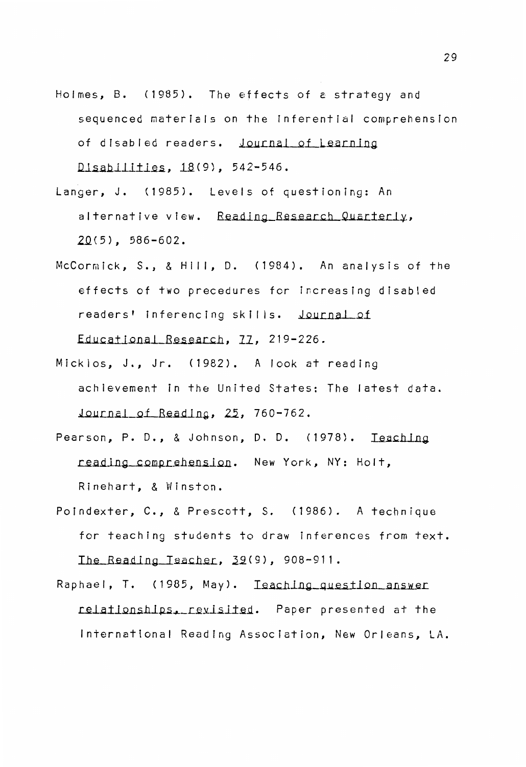Holmes, B. (1985). The effects of a strategy and sequenced materials on the inferential comprehension of disabled readers. _Journal of Learning Disabilities_, _18_(9), 542-546.

Langer, J. (1985). Levels of questioning: An alternative view. _Reading Research Quarterly_, _20_(5), 586-602.

McCormick, S., & Hill, D. (1984). An analysis of the effects of two precedures for increasing disabled readers' inferencing skills. _Journal of Educational Research_, _77_, 219-226.

Micklos, J., Jr. (1982). A look at reading achievement in the United States: The latest data. _Journal of Reading_, _25_, 760-762.

Pearson, P. D., & Johnson, D. D. (1978). _Teaching reading comprehension_. New York, NY: Holt, Rinehart, & Winston.

Poindexter, C., & Prescott, S. (1986). A technique for teaching students to draw inferences from text. _The Reading Teacher_, _39_(9), 908-911.

Raphael, T. (1985, May). _Teaching question answer relationships, revisited_. Paper presented at the International Reading Association, New Orleans, LA.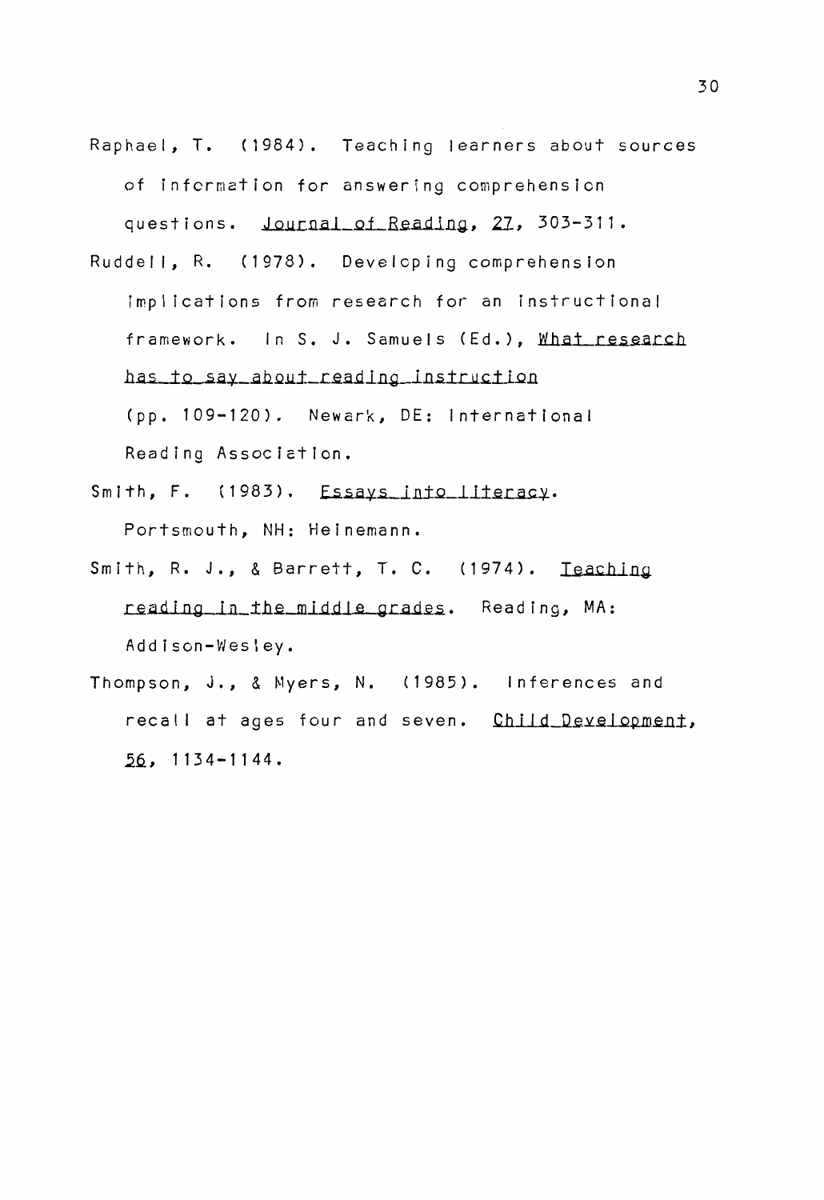Raphael, T. (1984). Teaching learners about sources of information for answering comprehension questions. _Journal of Reading_, _27_, 303-311.

Ruddell, R. (1978). Developing comprehension implications from research for an instructional framework. In S. J. Samuels (Ed.), _What research has to say about reading instruction_ (pp. 109-120). Newark, DE: International Reading Association.

Smith, F. (1983). _Essays into literacy_. Portsmouth, NH: Heinemann.

Smith, R. J., & Barrett, T. C. (1974). _Teaching reading in the middle grades_. Reading, MA: Addison-Wesley.

Thompson, J., & Myers, N. (1985). Inferences and recall at ages four and seven. _Child Development_, _56_, 1134-1144.